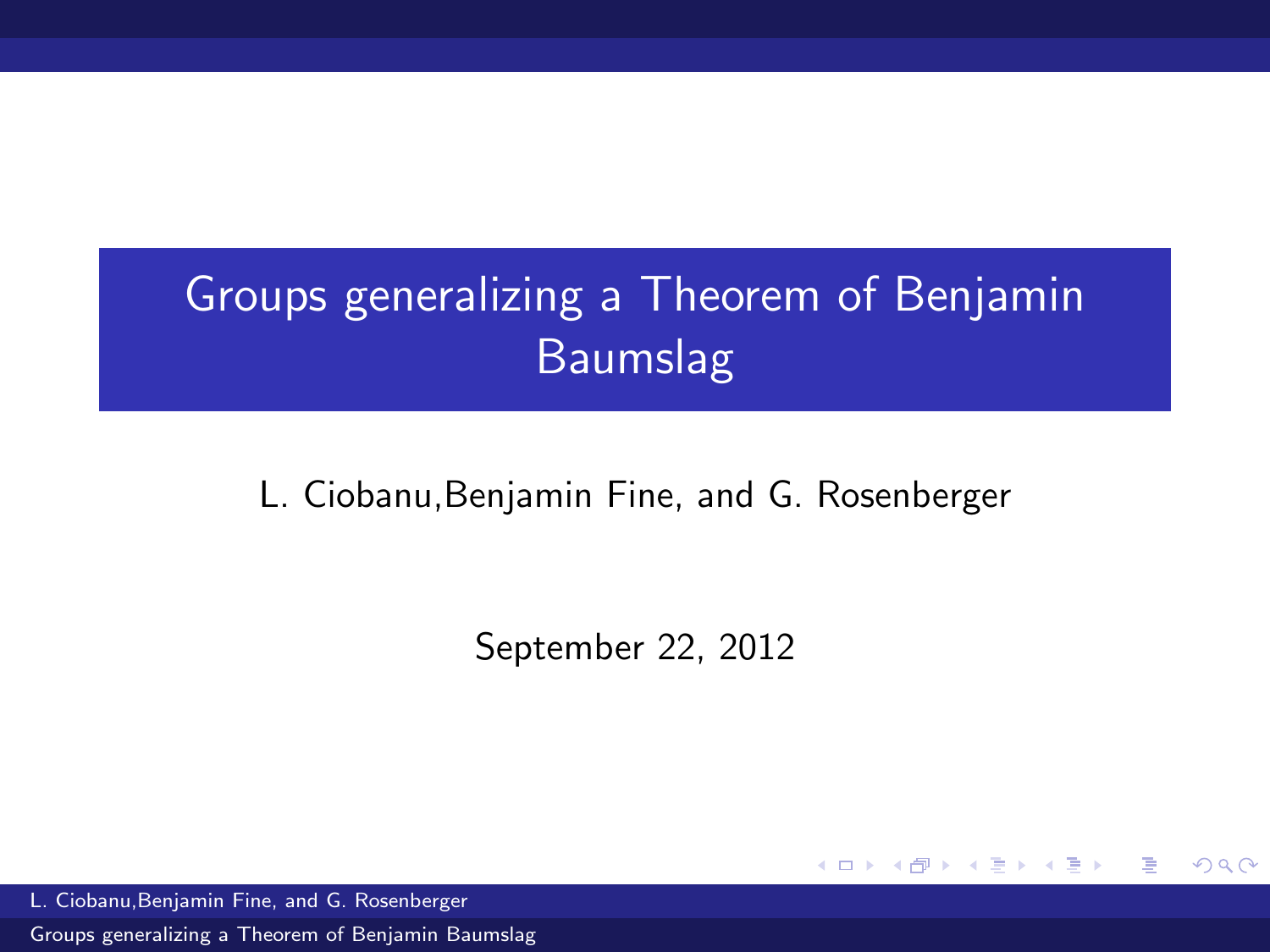# Groups generalizing a Theorem of Benjamin Baumslag

L. Ciobanu,Benjamin Fine, and G. Rosenberger

September 22, 2012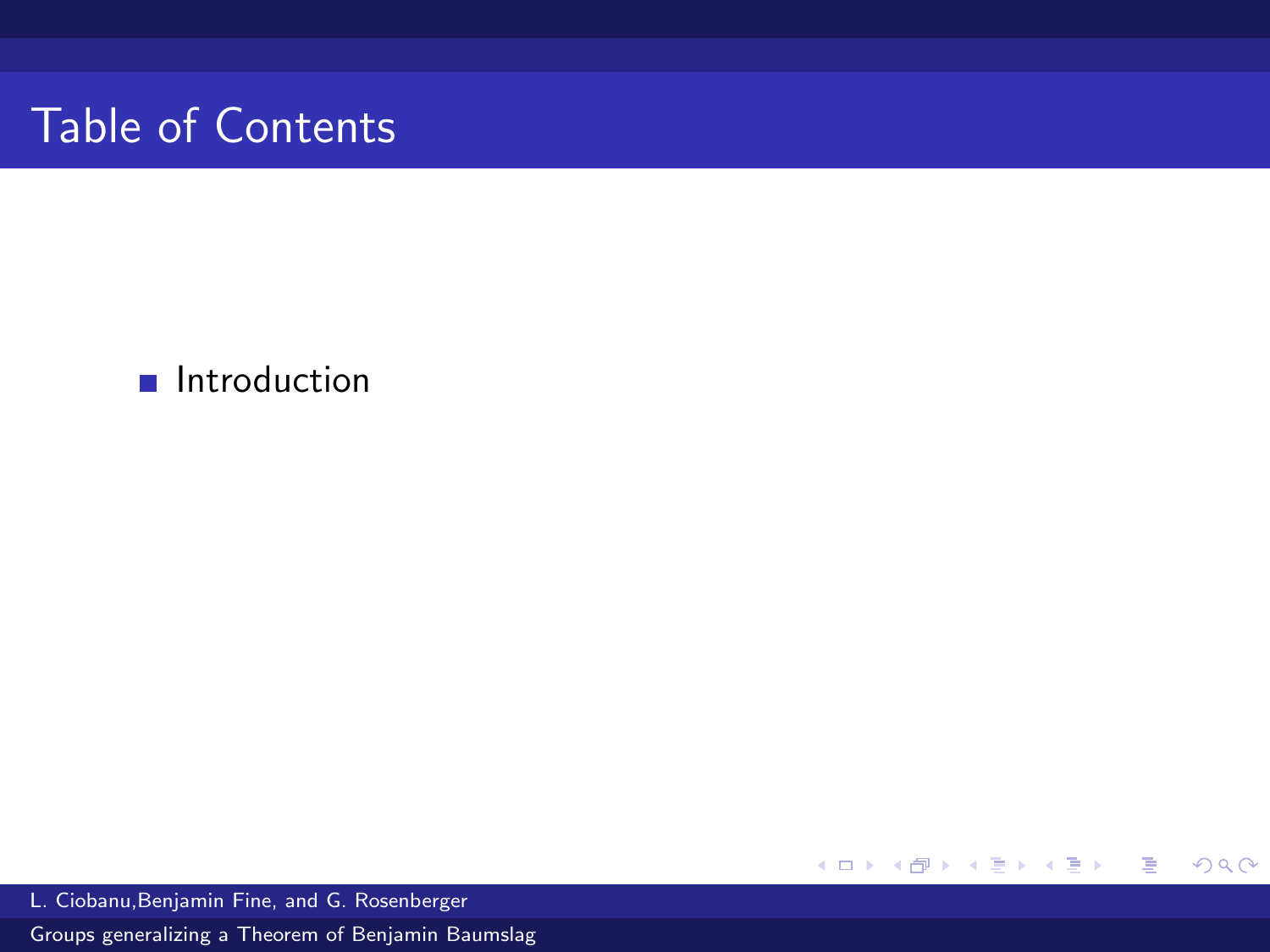# Table of Contents

- Introduction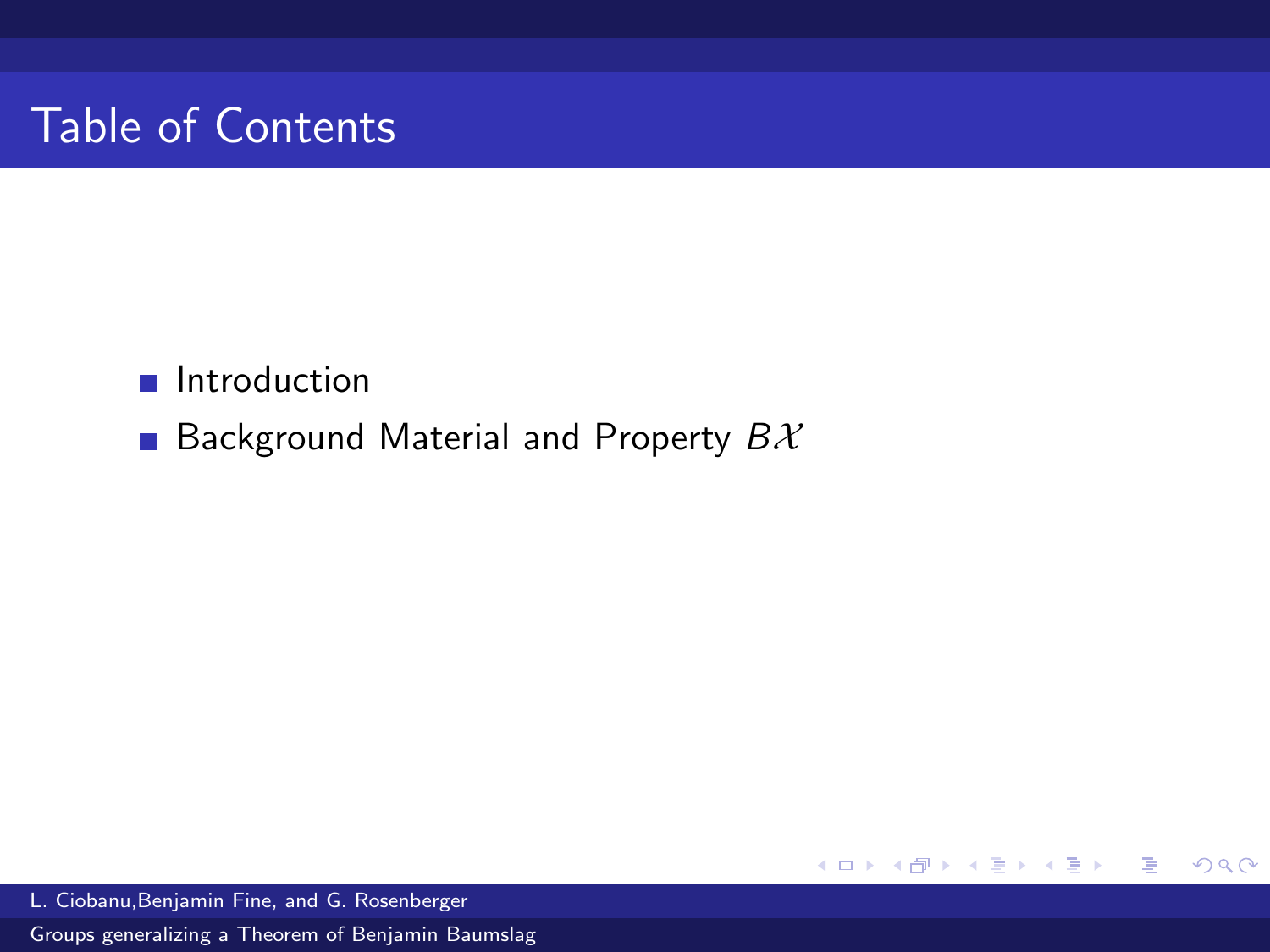# Table of Contents

- Introduction
- Background Material and Property $B\mathcal{X}$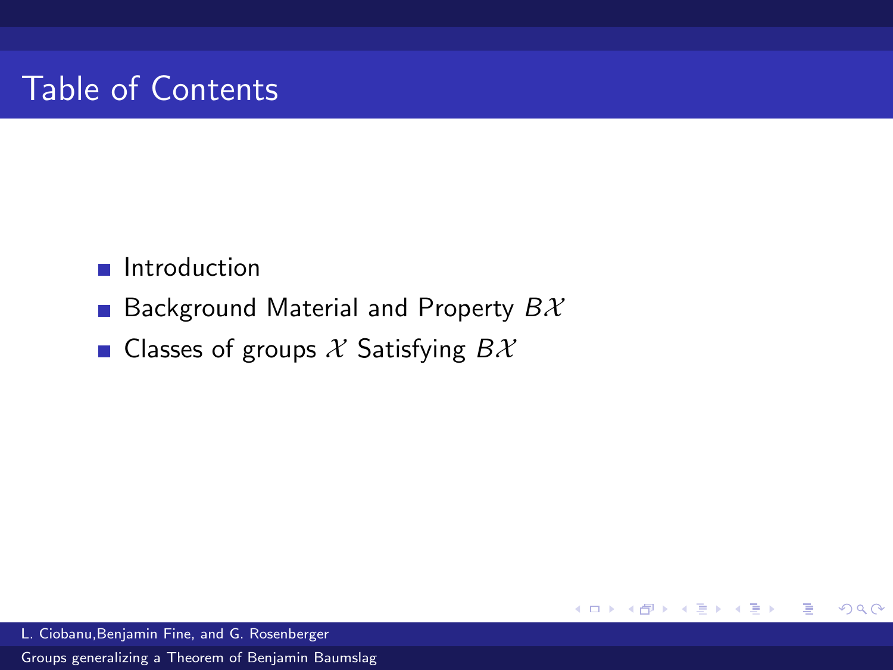# Table of Contents

- Introduction
- Background Material and Property $B\mathcal{X}$
- Classes of groups $\mathcal{X}$ Satisfying $B\mathcal{X}$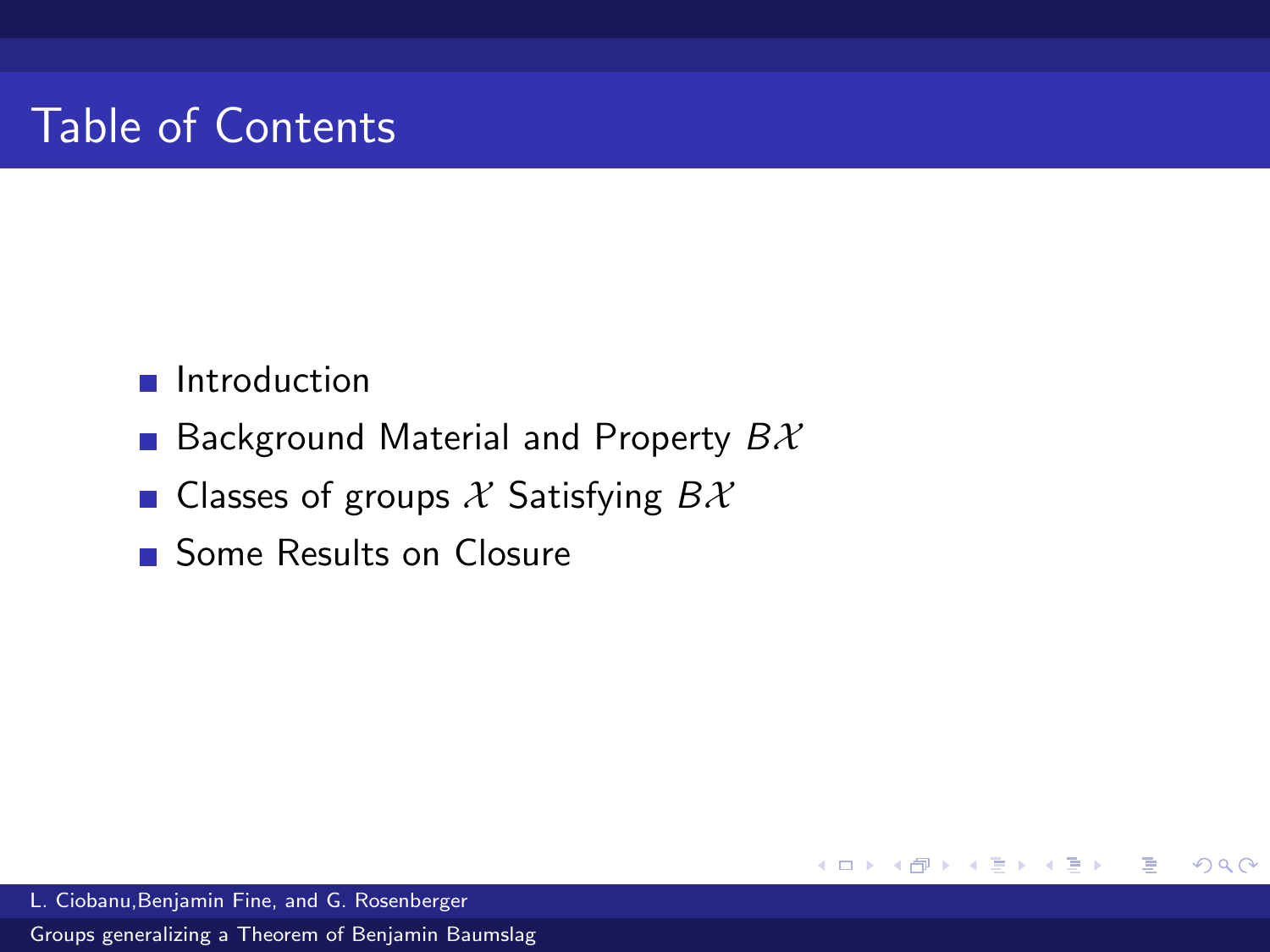# Table of Contents

- Introduction
- Background Material and Property $B\mathcal{X}$
- Classes of groups $\mathcal{X}$ Satisfying $B\mathcal{X}$
- Some Results on Closure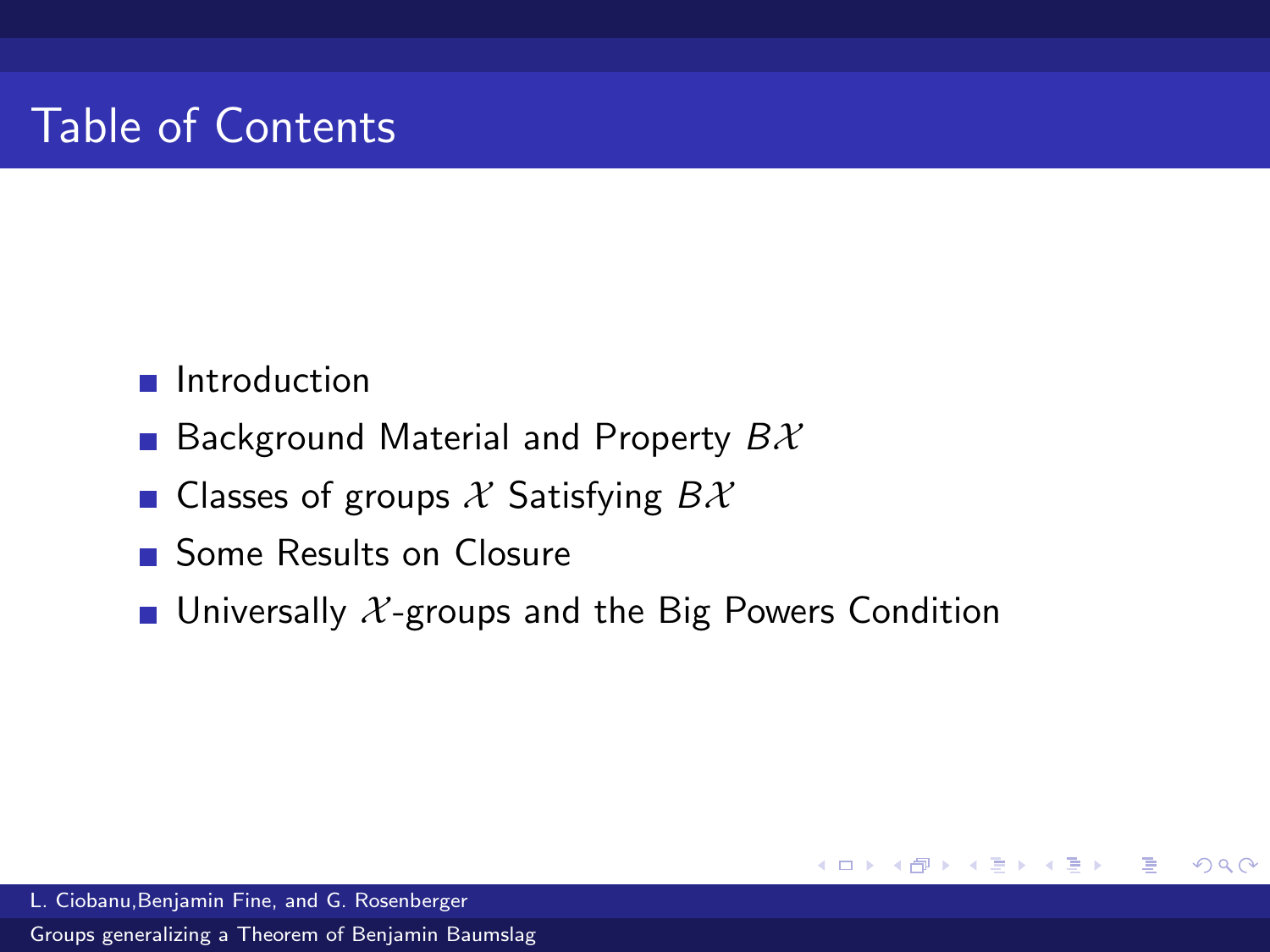# Table of Contents

- Introduction
- Background Material and Property $B\mathcal{X}$
- Classes of groups $\mathcal{X}$ Satisfying $B\mathcal{X}$
- Some Results on Closure
- Universally $\mathcal{X}$-groups and the Big Powers Condition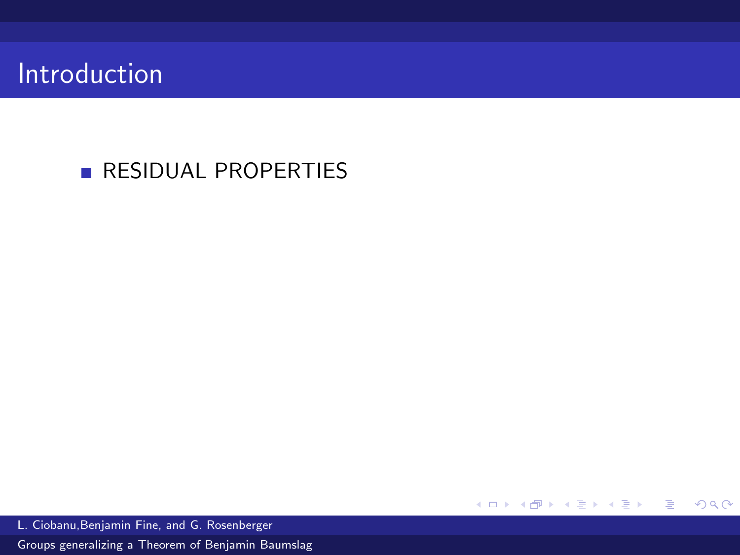# Introduction

- RESIDUAL PROPERTIES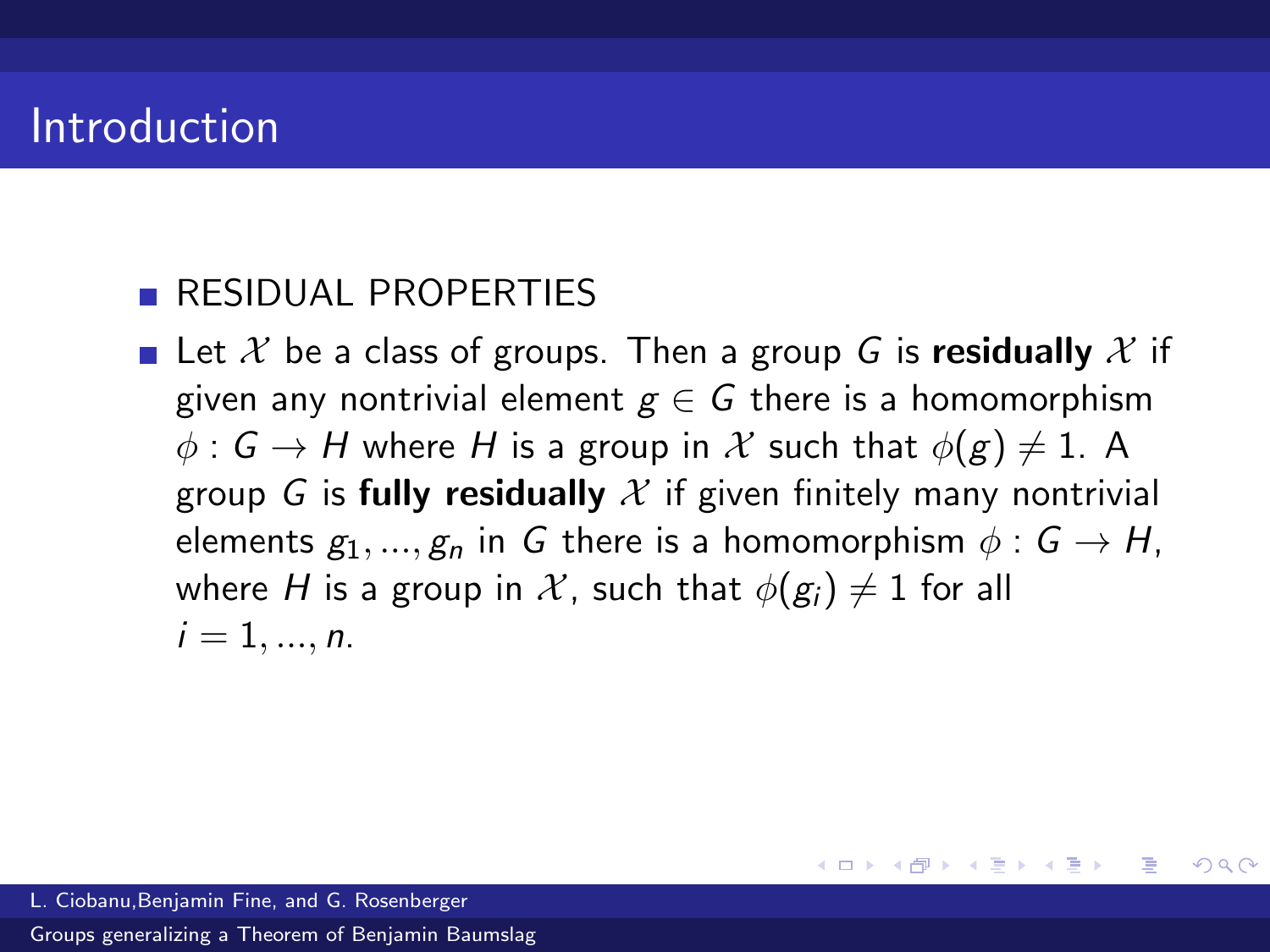## Introduction

- RESIDUAL PROPERTIES
- Let $\mathcal{X}$ be a class of groups. Then a group $G$ is **residually** $\mathcal{X}$ if given any nontrivial element $g \in G$ there is a homomorphism $\phi : G \to H$ where $H$ is a group in $\mathcal{X}$ such that $\phi(g) \neq 1$. A group $G$ is **fully residually** $\mathcal{X}$ if given finitely many nontrivial elements $g_1, ..., g_n$ in $G$ there is a homomorphism $\phi : G \to H$, where $H$ is a group in $\mathcal{X}$, such that $\phi(g_i) \neq 1$ for all $i = 1, ..., n$.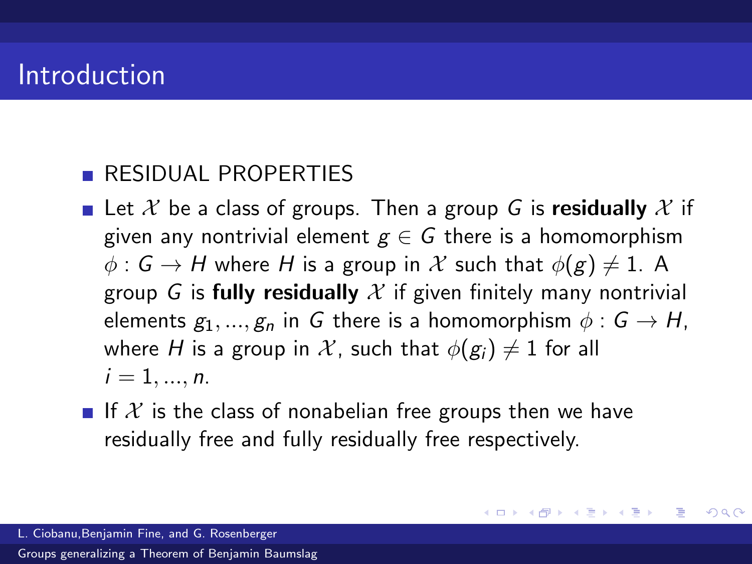# Introduction

- RESIDUAL PROPERTIES
- Let $\mathcal{X}$ be a class of groups. Then a group $G$ is **residually** $\mathcal{X}$ if given any nontrivial element $g \in G$ there is a homomorphism $\phi : G \to H$ where $H$ is a group in $\mathcal{X}$ such that $\phi(g) \neq 1$. A group $G$ is **fully residually** $\mathcal{X}$ if given finitely many nontrivial elements $g_1, ..., g_n$ in $G$ there is a homomorphism $\phi : G \to H$, where $H$ is a group in $\mathcal{X}$, such that $\phi(g_i) \neq 1$ for all $i = 1, ..., n$.
- If $\mathcal{X}$ is the class of nonabelian free groups then we have residually free and fully residually free respectively.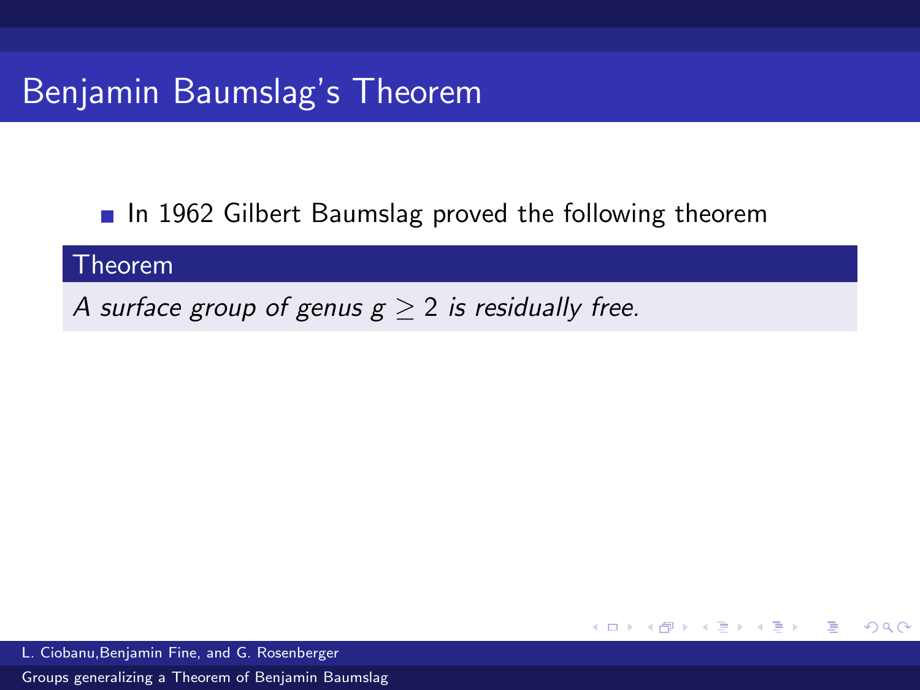# Benjamin Baumslag's Theorem

- In 1962 Gilbert Baumslag proved the following theorem

**Theorem**

*A surface group of genus $g \geq 2$ is residually free.*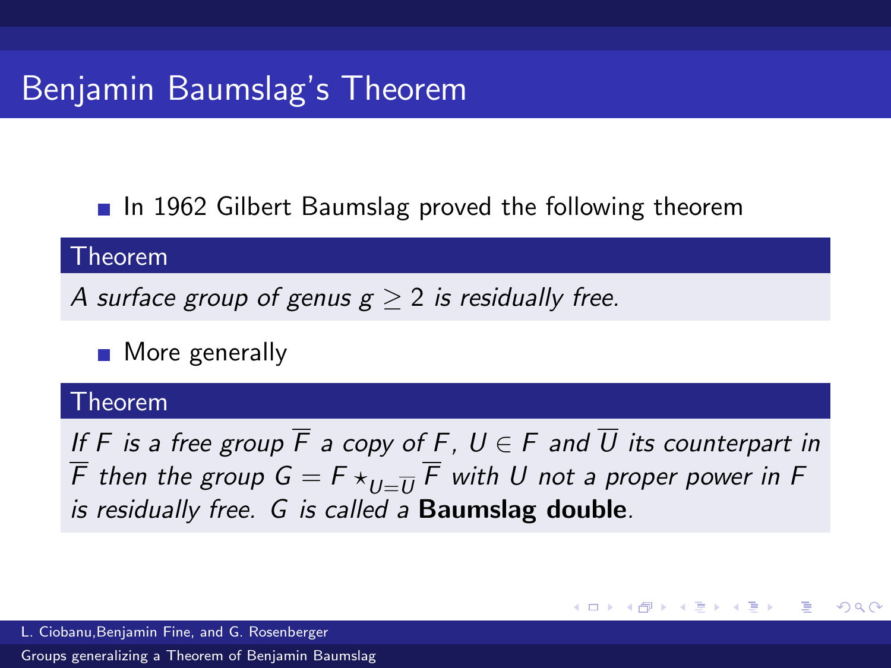# Benjamin Baumslag's Theorem

- In 1962 Gilbert Baumslag proved the following theorem

**Theorem**

*A surface group of genus $g \geq 2$ is residually free.*

- More generally

**Theorem**

*If $F$ is a free group $\overline{F}$ a copy of $F$, $U \in F$ and $\overline{U}$ its counterpart in $\overline{F}$ then the group $G = F \star_{U=\overline{U}} \overline{F}$ with $U$ not a proper power in $F$ is residually free. $G$ is called a* **Baumslag double**.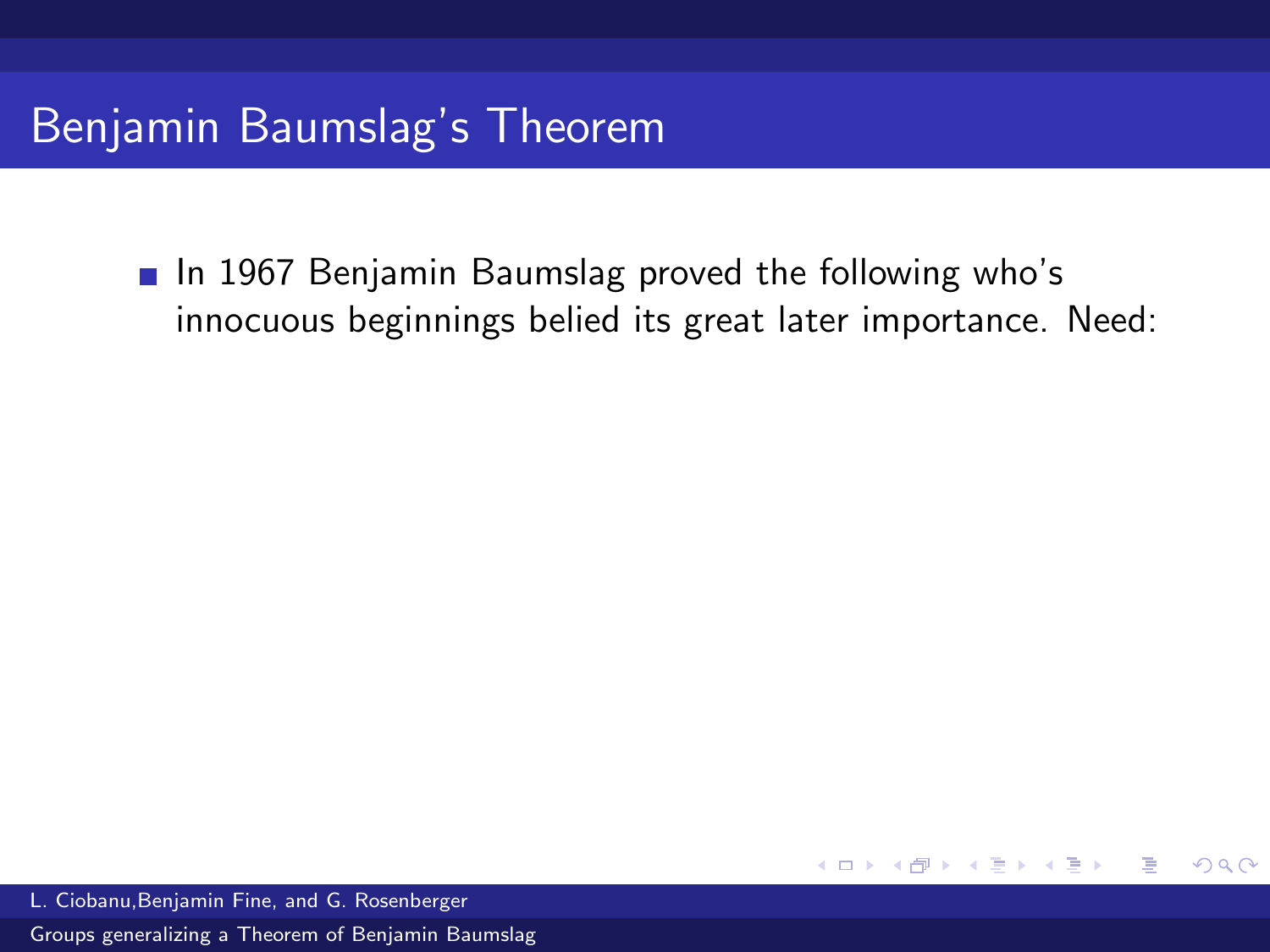# Benjamin Baumslag's Theorem

- In 1967 Benjamin Baumslag proved the following who's innocuous beginnings belied its great later importance. Need: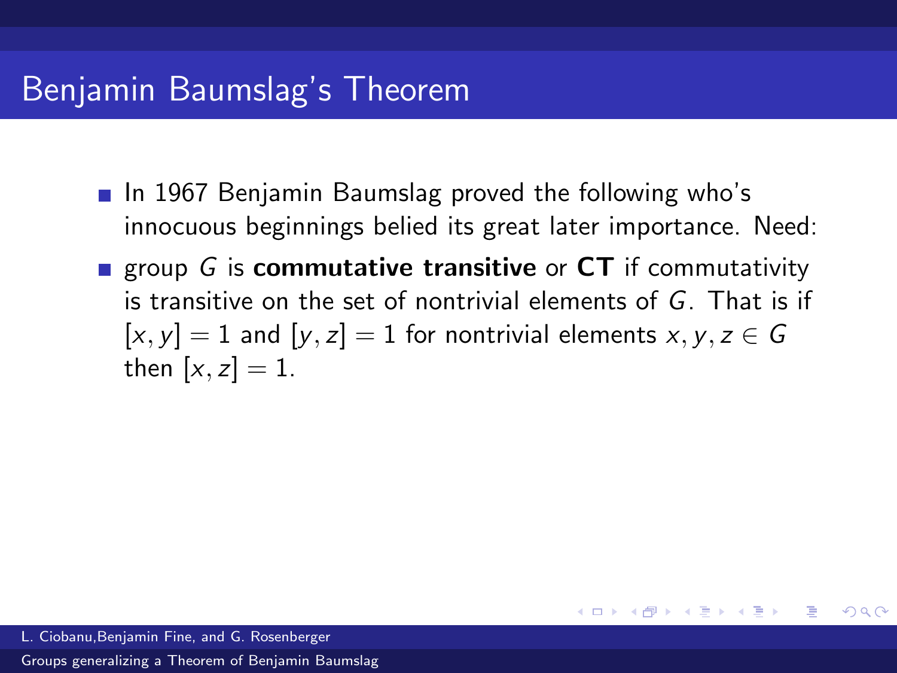# Benjamin Baumslag's Theorem

- In 1967 Benjamin Baumslag proved the following who's innocuous beginnings belied its great later importance. Need:
- group $G$ is **commutative transitive** or **CT** if commutativity is transitive on the set of nontrivial elements of $G$. That is if $[x, y] = 1$ and $[y, z] = 1$ for nontrivial elements $x, y, z \in G$ then $[x, z] = 1$.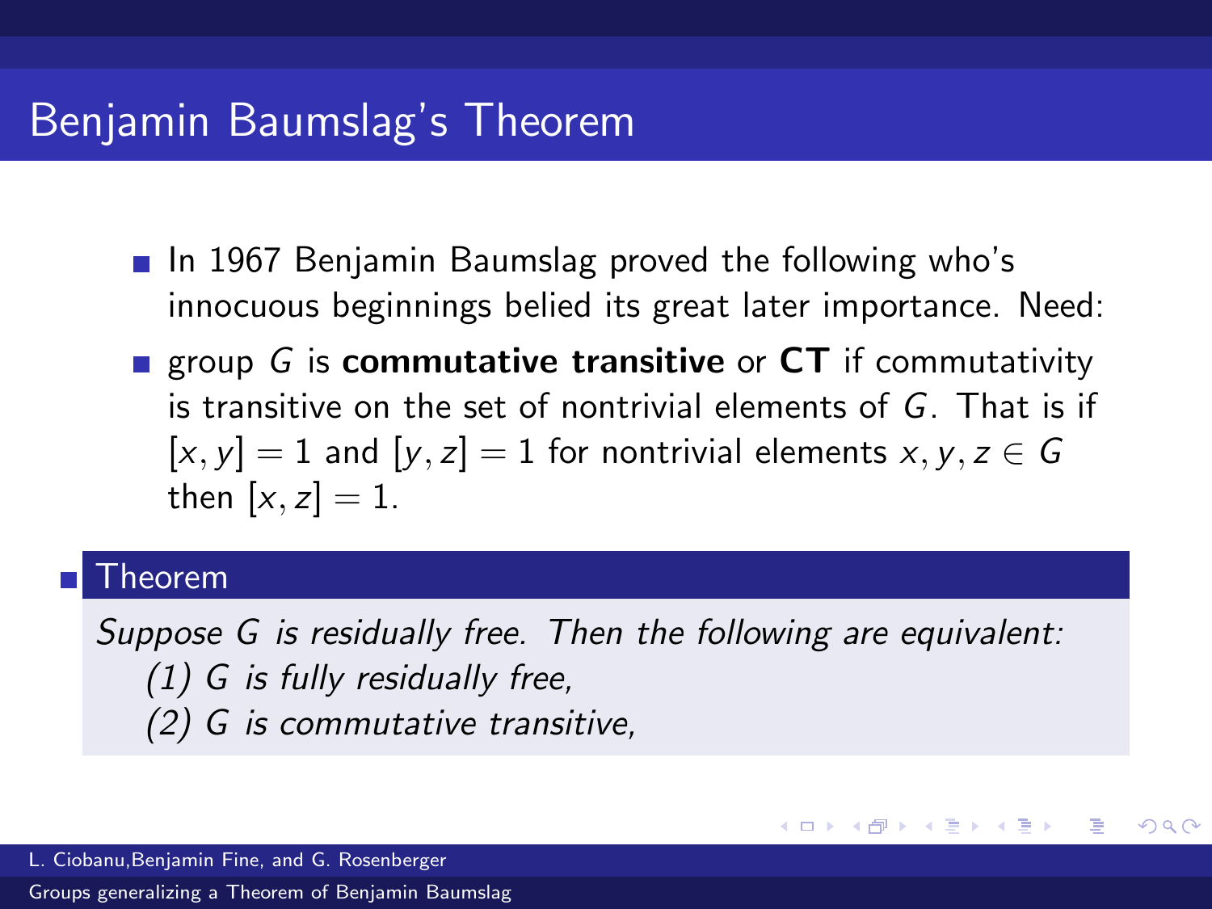# Benjamin Baumslag's Theorem

- In 1967 Benjamin Baumslag proved the following who's innocuous beginnings belied its great later importance. Need:
- group $G$ is **commutative transitive** or **CT** if commutativity is transitive on the set of nontrivial elements of $G$. That is if $[x, y] = 1$ and $[y, z] = 1$ for nontrivial elements $x, y, z \in G$ then $[x, z] = 1$.

**Theorem**

*Suppose $G$ is residually free. Then the following are equivalent:*

*(1) $G$ is fully residually free,*

*(2) $G$ is commutative transitive,*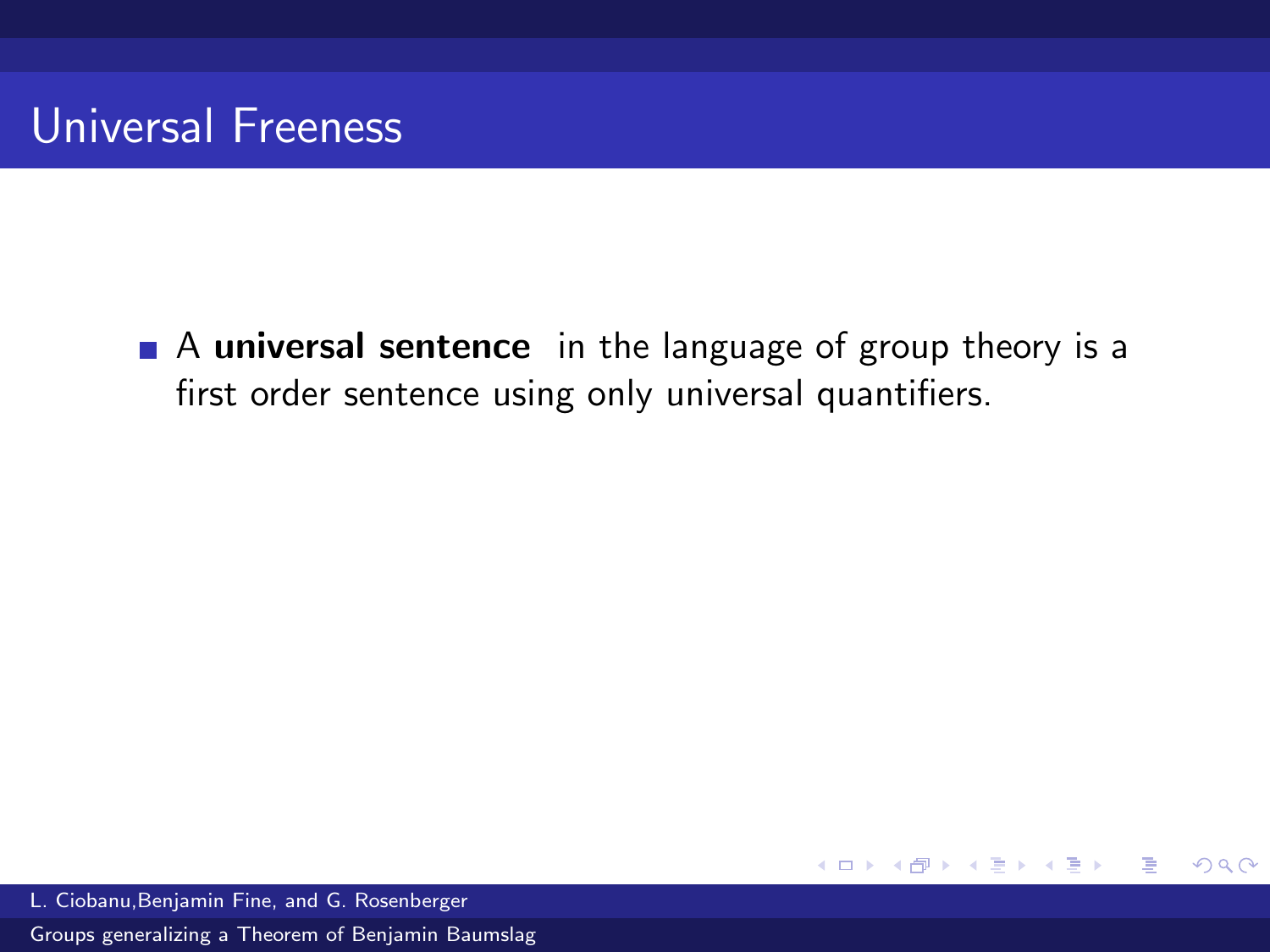# Universal Freeness

- A **universal sentence** in the language of group theory is a first order sentence using only universal quantifiers.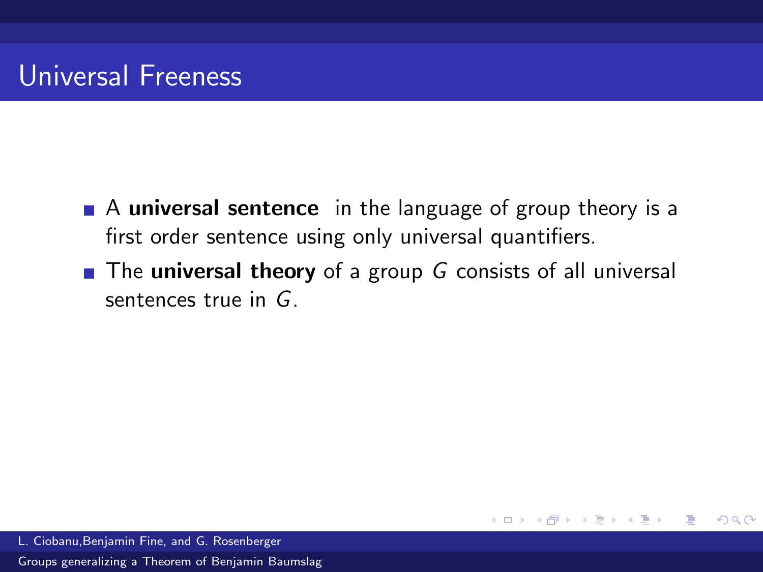## Universal Freeness

- A **universal sentence** in the language of group theory is a first order sentence using only universal quantifiers.
- The **universal theory** of a group $G$ consists of all universal sentences true in $G$.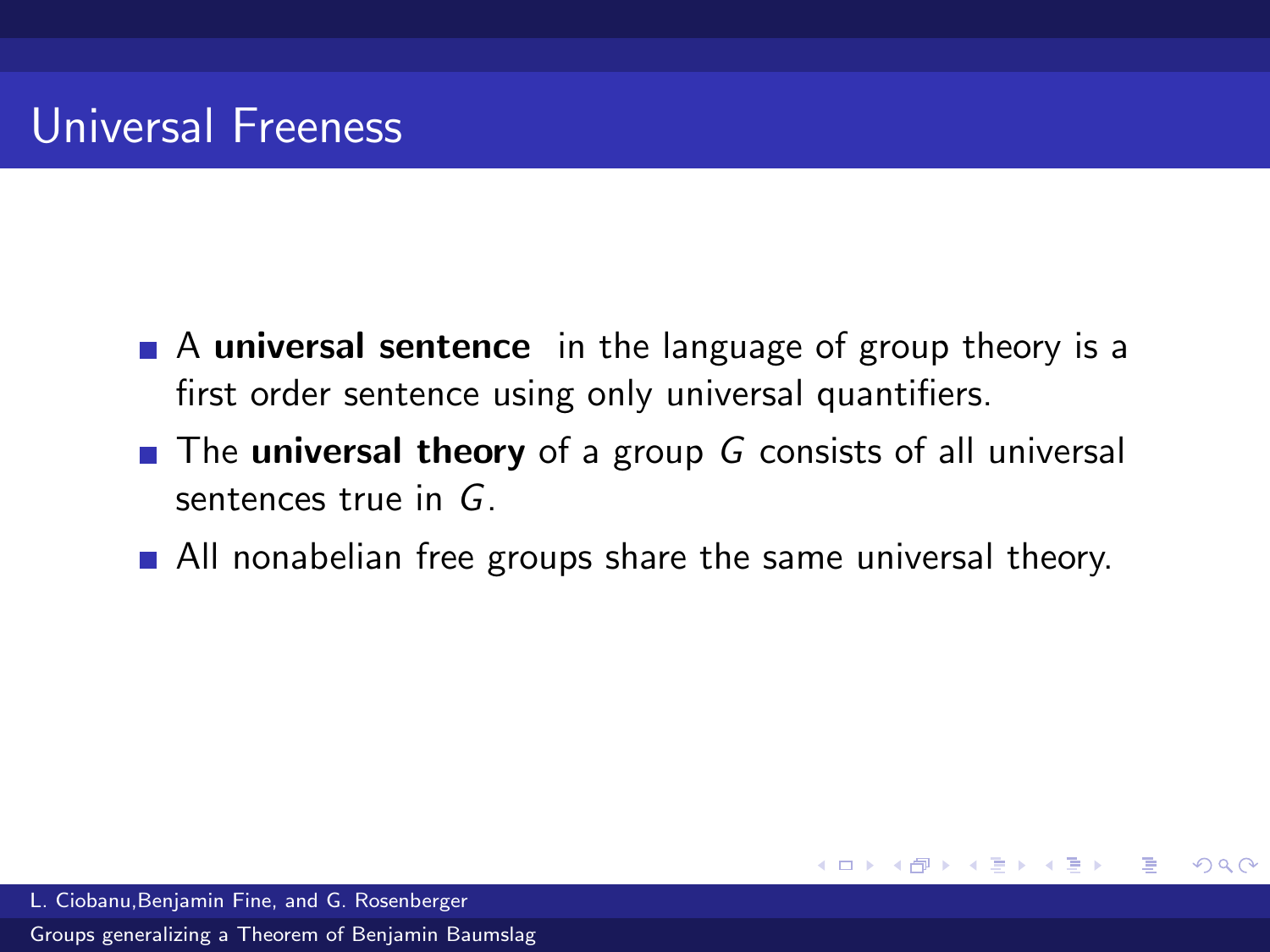# Universal Freeness

- A **universal sentence** in the language of group theory is a first order sentence using only universal quantifiers.
- The **universal theory** of a group $G$ consists of all universal sentences true in $G$.
- All nonabelian free groups share the same universal theory.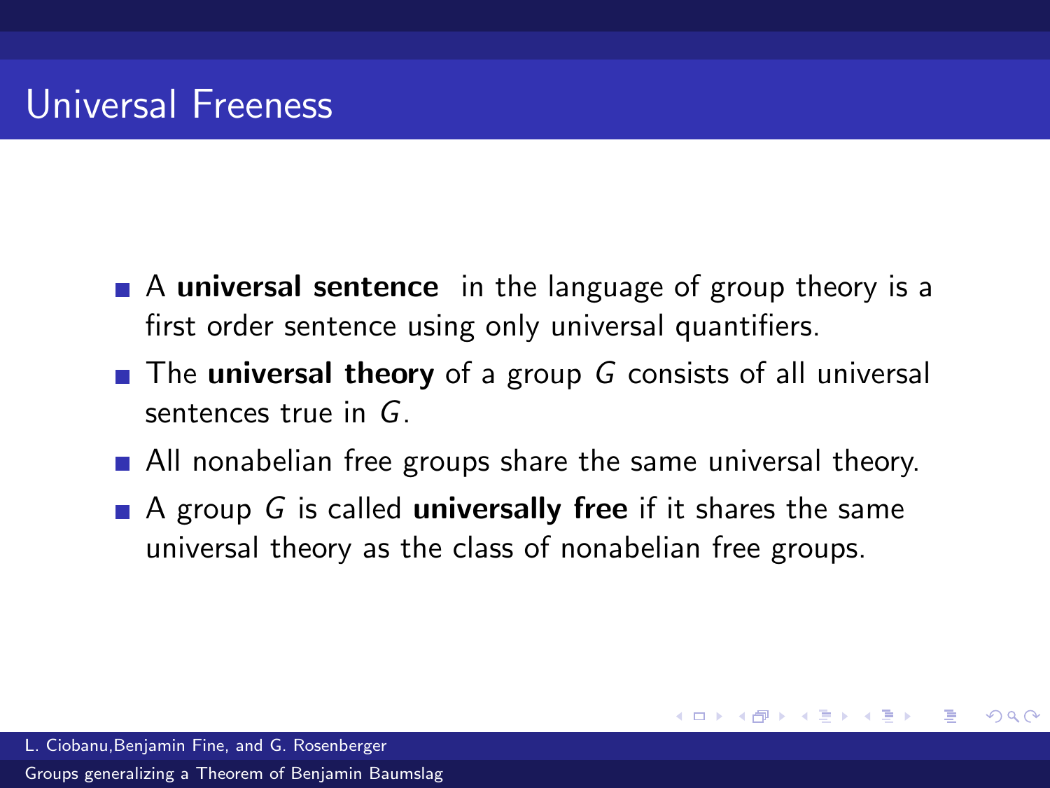# Universal Freeness

- A **universal sentence** in the language of group theory is a first order sentence using only universal quantifiers.
- The **universal theory** of a group $G$ consists of all universal sentences true in $G$.
- All nonabelian free groups share the same universal theory.
- A group $G$ is called **universally free** if it shares the same universal theory as the class of nonabelian free groups.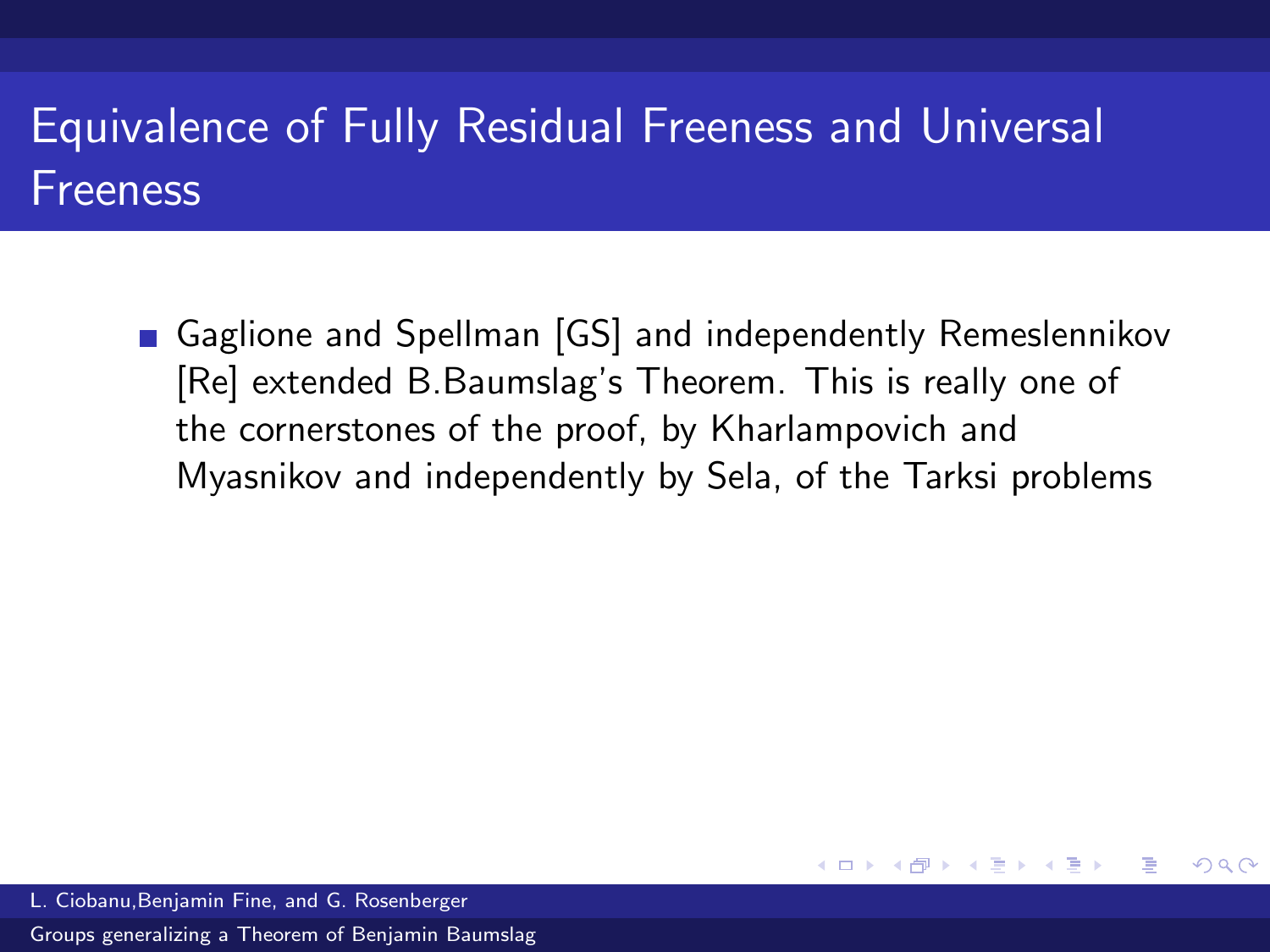# Equivalence of Fully Residual Freeness and Universal Freeness

- Gaglione and Spellman [GS] and independently Remeslennikov [Re] extended B.Baumslag's Theorem. This is really one of the cornerstones of the proof, by Kharlampovich and Myasnikov and independently by Sela, of the Tarksi problems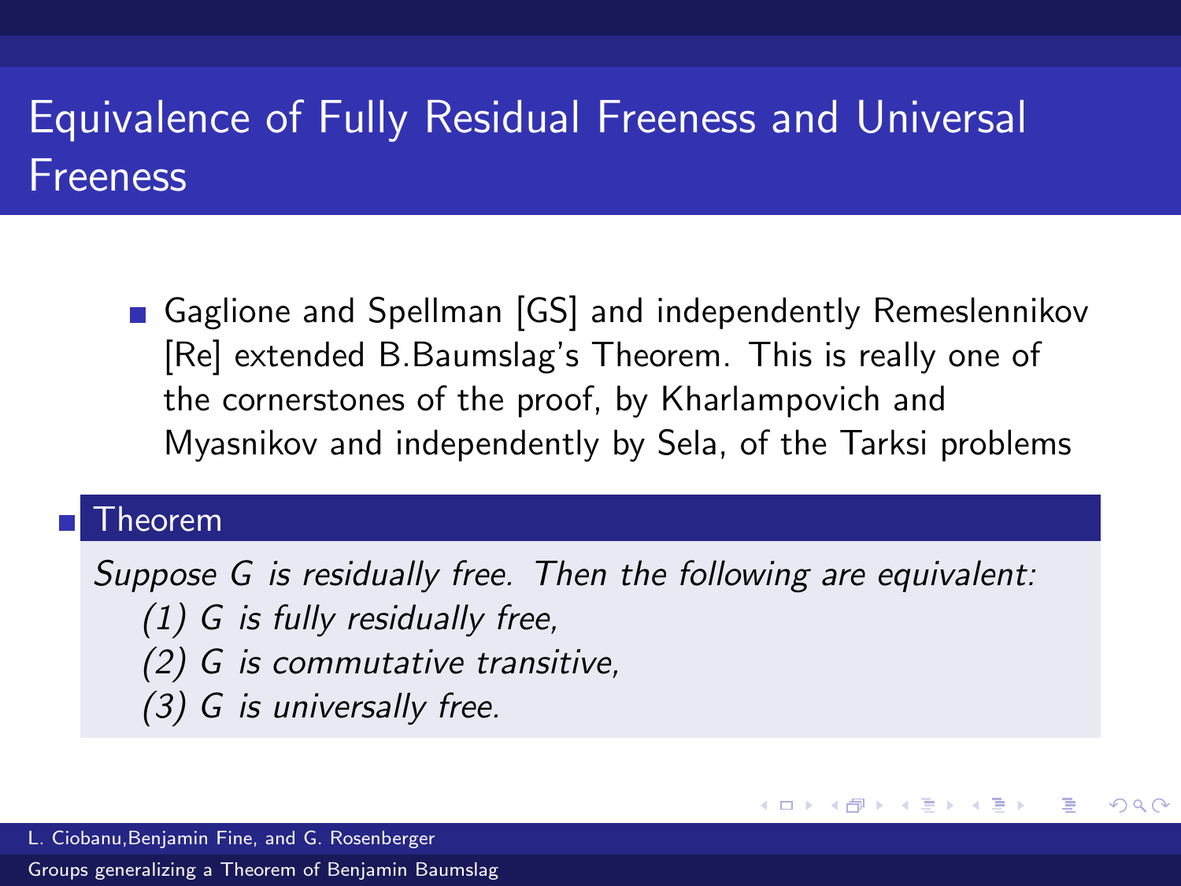# Equivalence of Fully Residual Freeness and Universal Freeness

- Gaglione and Spellman [GS] and independently Remeslennikov [Re] extended B.Baumslag's Theorem. This is really one of the cornerstones of the proof, by Kharlampovich and Myasnikov and independently by Sela, of the Tarksi problems

- **Theorem**

  *Suppose $G$ is residually free. Then the following are equivalent:*
  *(1) $G$ is fully residually free,*
  *(2) $G$ is commutative transitive,*
  *(3) $G$ is universally free.*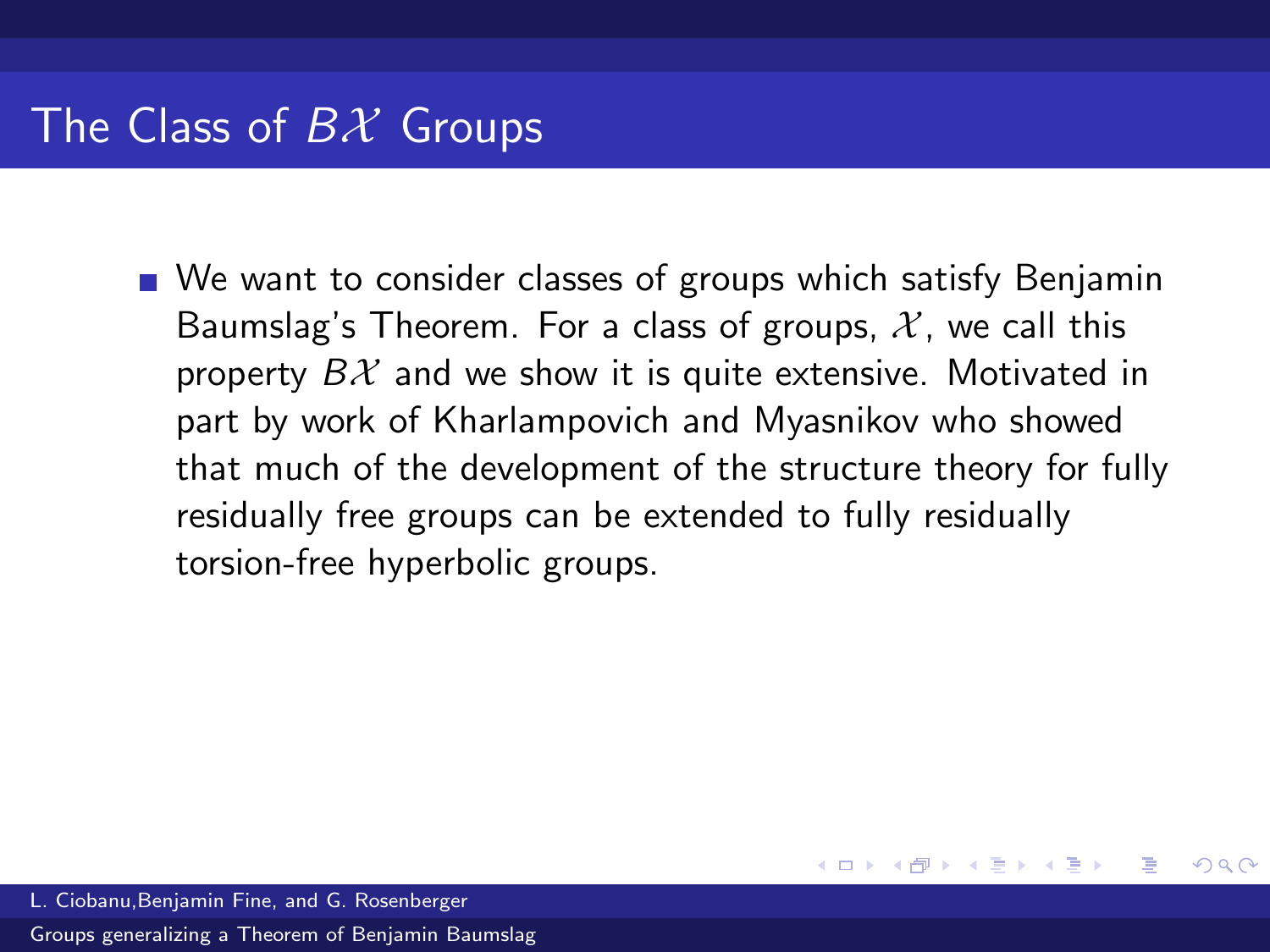# The Class of $B\mathcal{X}$ Groups

- We want to consider classes of groups which satisfy Benjamin Baumslag's Theorem. For a class of groups, $\mathcal{X}$, we call this property $B\mathcal{X}$ and we show it is quite extensive. Motivated in part by work of Kharlampovich and Myasnikov who showed that much of the development of the structure theory for fully residually free groups can be extended to fully residually torsion-free hyperbolic groups.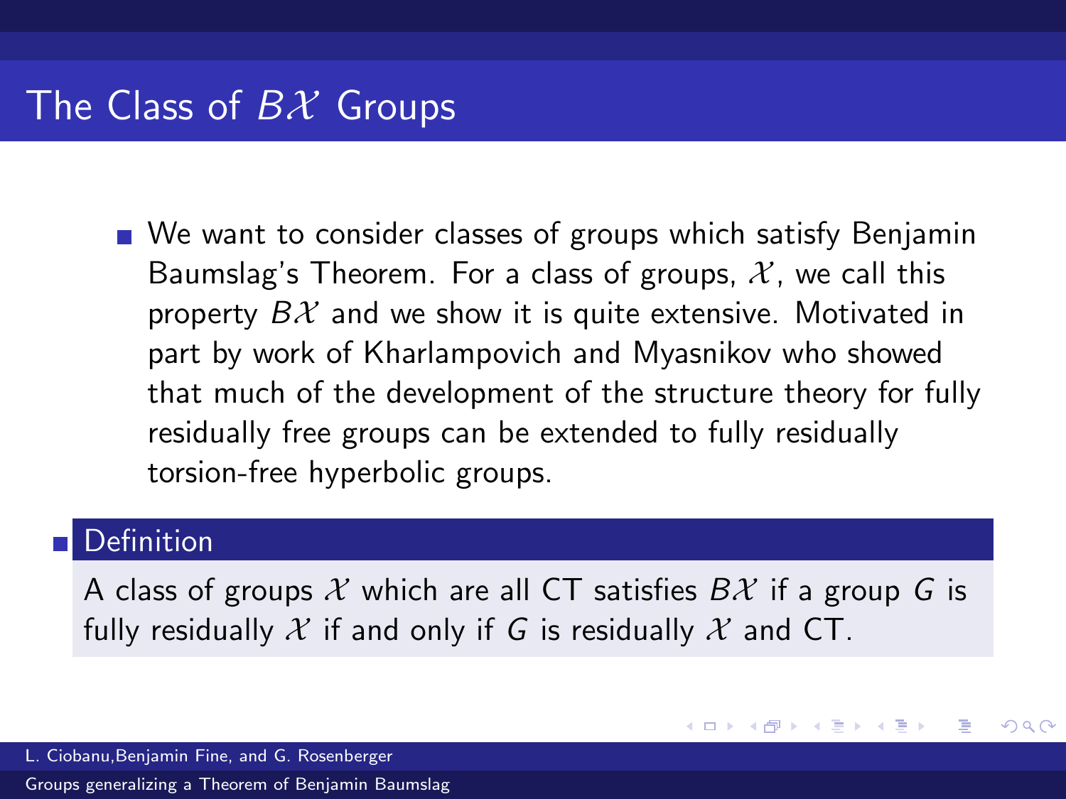# The Class of $B\mathcal{X}$ Groups

- We want to consider classes of groups which satisfy Benjamin Baumslag's Theorem. For a class of groups, $\mathcal{X}$, we call this property $B\mathcal{X}$ and we show it is quite extensive. Motivated in part by work of Kharlampovich and Myasnikov who showed that much of the development of the structure theory for fully residually free groups can be extended to fully residually torsion-free hyperbolic groups.

- **Definition**

  A class of groups $\mathcal{X}$ which are all CT satisfies $B\mathcal{X}$ if a group $G$ is fully residually $\mathcal{X}$ if and only if $G$ is residually $\mathcal{X}$ and CT.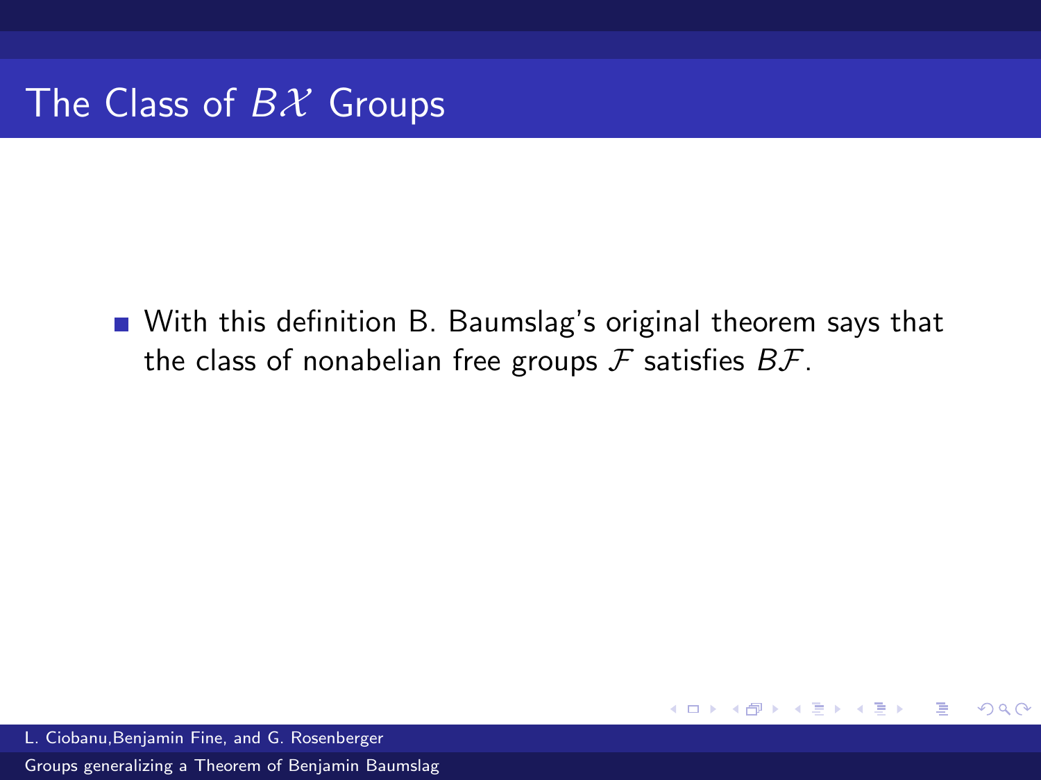# The Class of $B\mathcal{X}$ Groups

- With this definition B. Baumslag's original theorem says that the class of nonabelian free groups $\mathcal{F}$ satisfies $B\mathcal{F}$.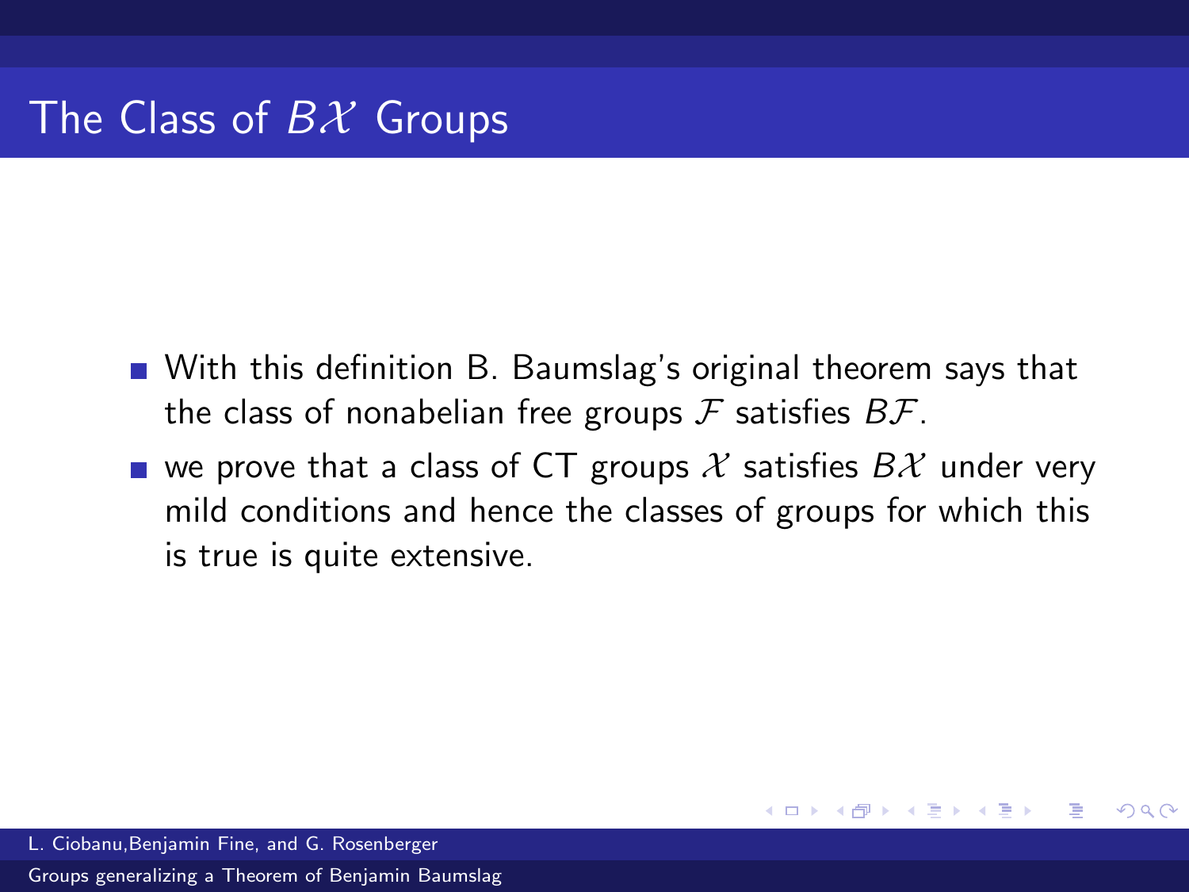# The Class of $B\mathcal{X}$ Groups

- With this definition B. Baumslag's original theorem says that the class of nonabelian free groups $\mathcal{F}$ satisfies $B\mathcal{F}$.
- we prove that a class of CT groups $\mathcal{X}$ satisfies $B\mathcal{X}$ under very mild conditions and hence the classes of groups for which this is true is quite extensive.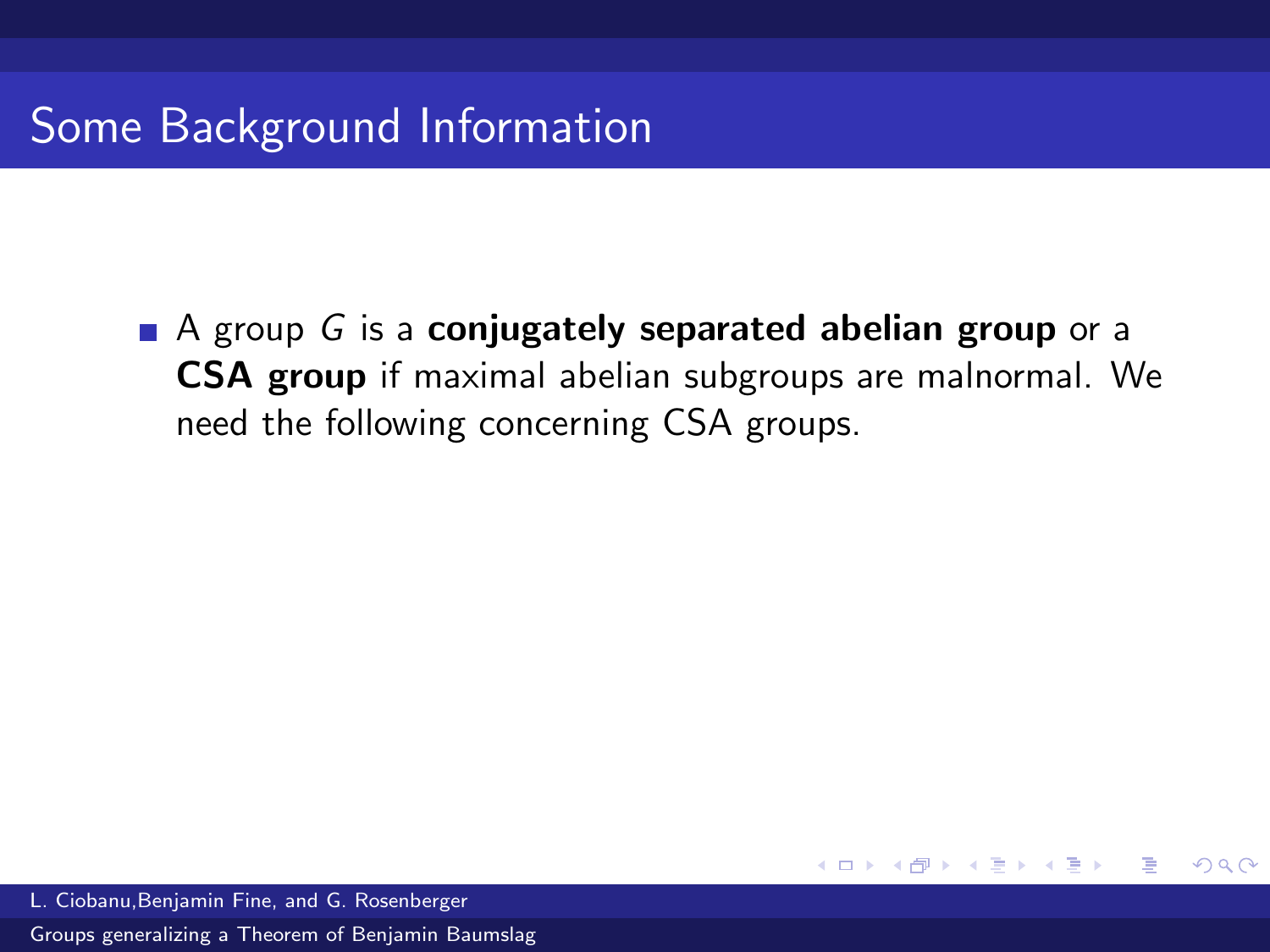# Some Background Information

- A group $G$ is a **conjugately separated abelian group** or a **CSA group** if maximal abelian subgroups are malnormal. We need the following concerning CSA groups.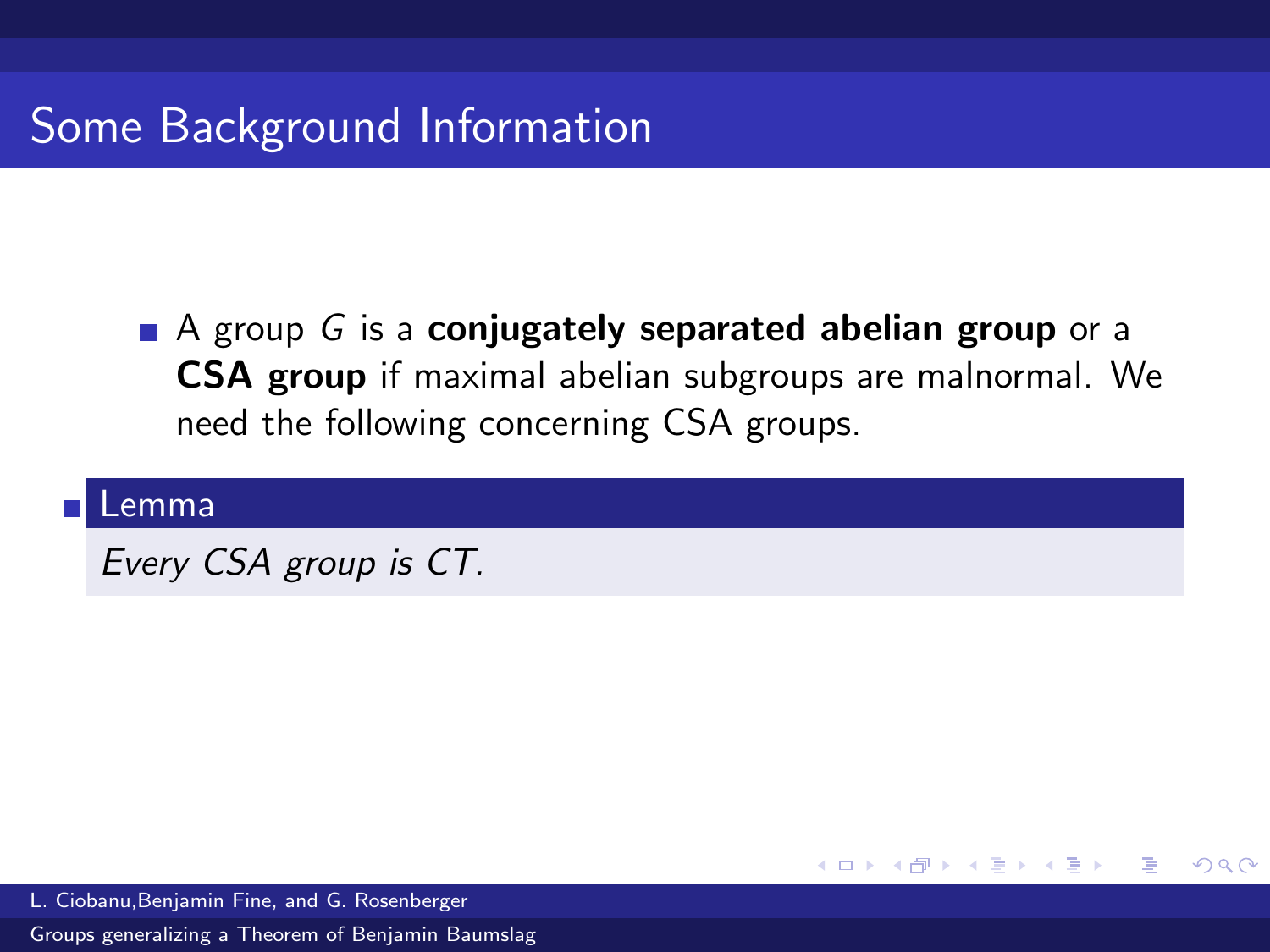# Some Background Information

- A group $G$ is a **conjugately separated abelian group** or a **CSA group** if maximal abelian subgroups are malnormal. We need the following concerning CSA groups.

- **Lemma**

  *Every CSA group is CT.*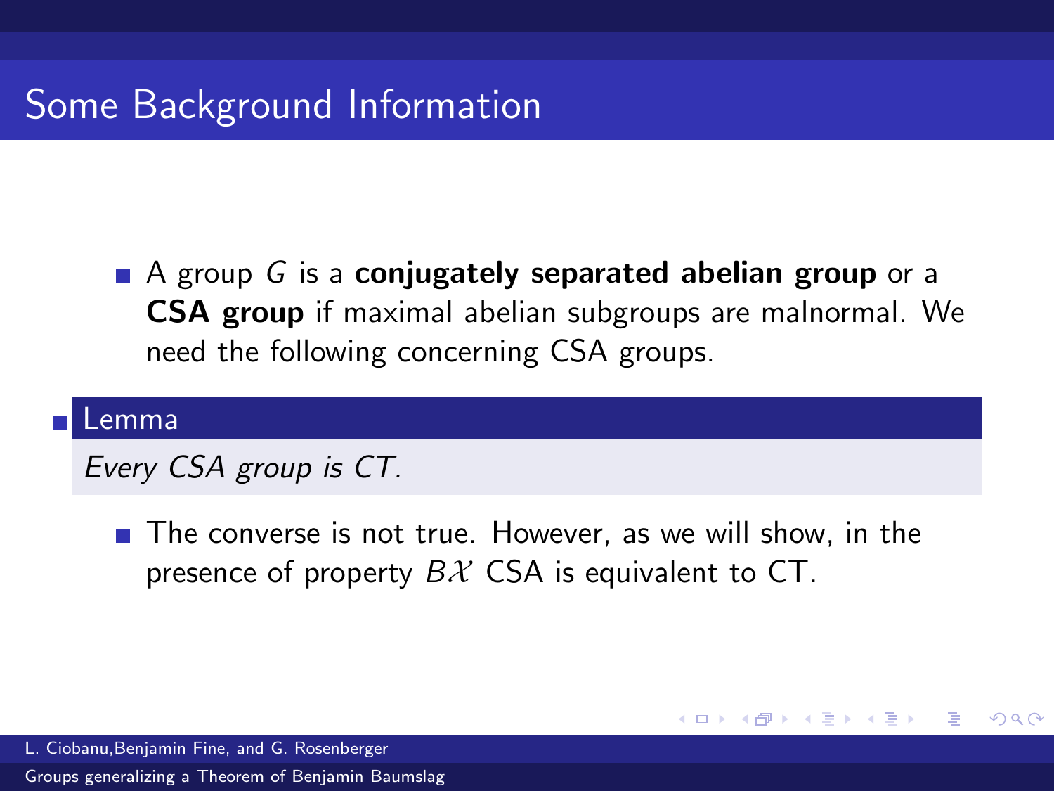# Some Background Information

- A group $G$ is a **conjugately separated abelian group** or a **CSA group** if maximal abelian subgroups are malnormal. We need the following concerning CSA groups.

- **Lemma**

  *Every CSA group is CT.*

- The converse is not true. However, as we will show, in the presence of property $B\mathcal{X}$ CSA is equivalent to CT.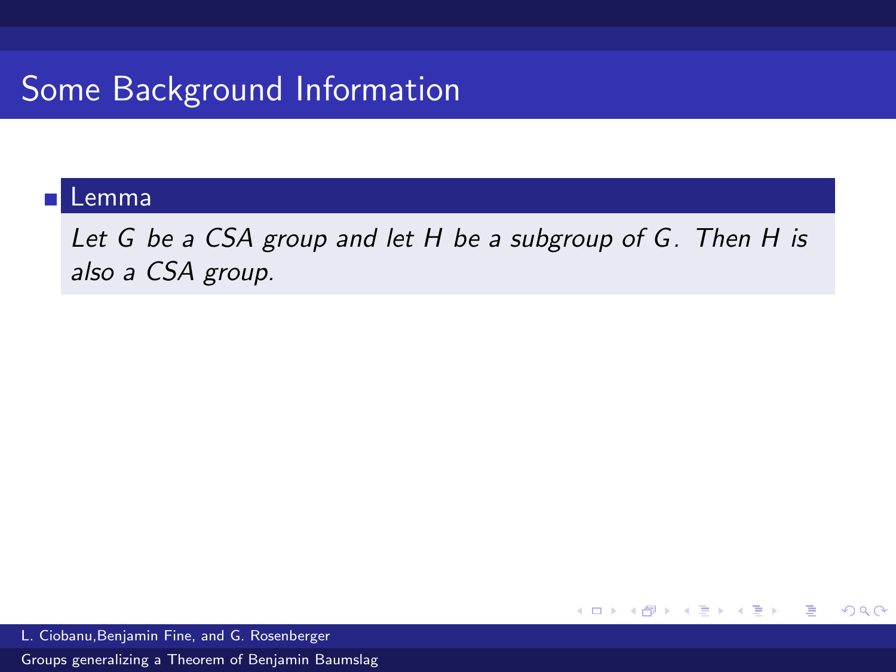# Some Background Information

**Lemma**

*Let $G$ be a CSA group and let $H$ be a subgroup of $G$. Then $H$ is also a CSA group.*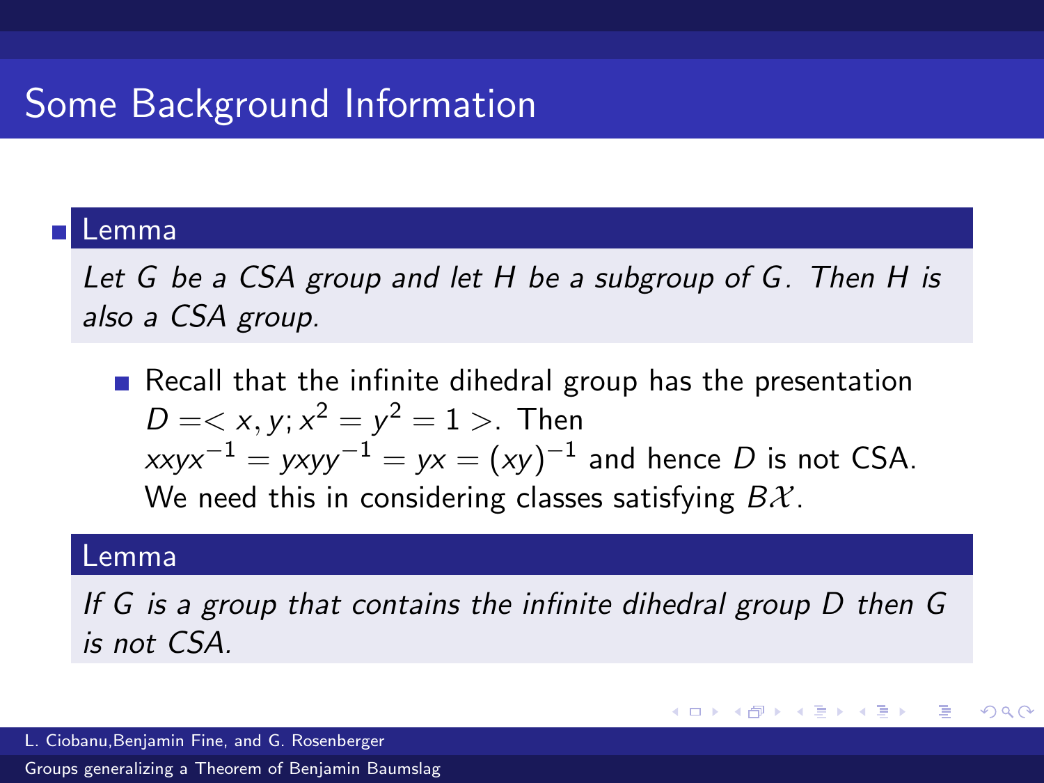# Some Background Information

- **Lemma**

  *Let $G$ be a CSA group and let $H$ be a subgroup of $G$. Then $H$ is also a CSA group.*

  - Recall that the infinite dihedral group has the presentation $D =< x, y; x^2 = y^2 = 1 >$. Then $xxyx^{-1} = yxyy^{-1} = yx = (xy)^{-1}$ and hence $D$ is not CSA. We need this in considering classes satisfying $B\mathcal{X}$.

**Lemma**

*If $G$ is a group that contains the infinite dihedral group $D$ then $G$ is not CSA.*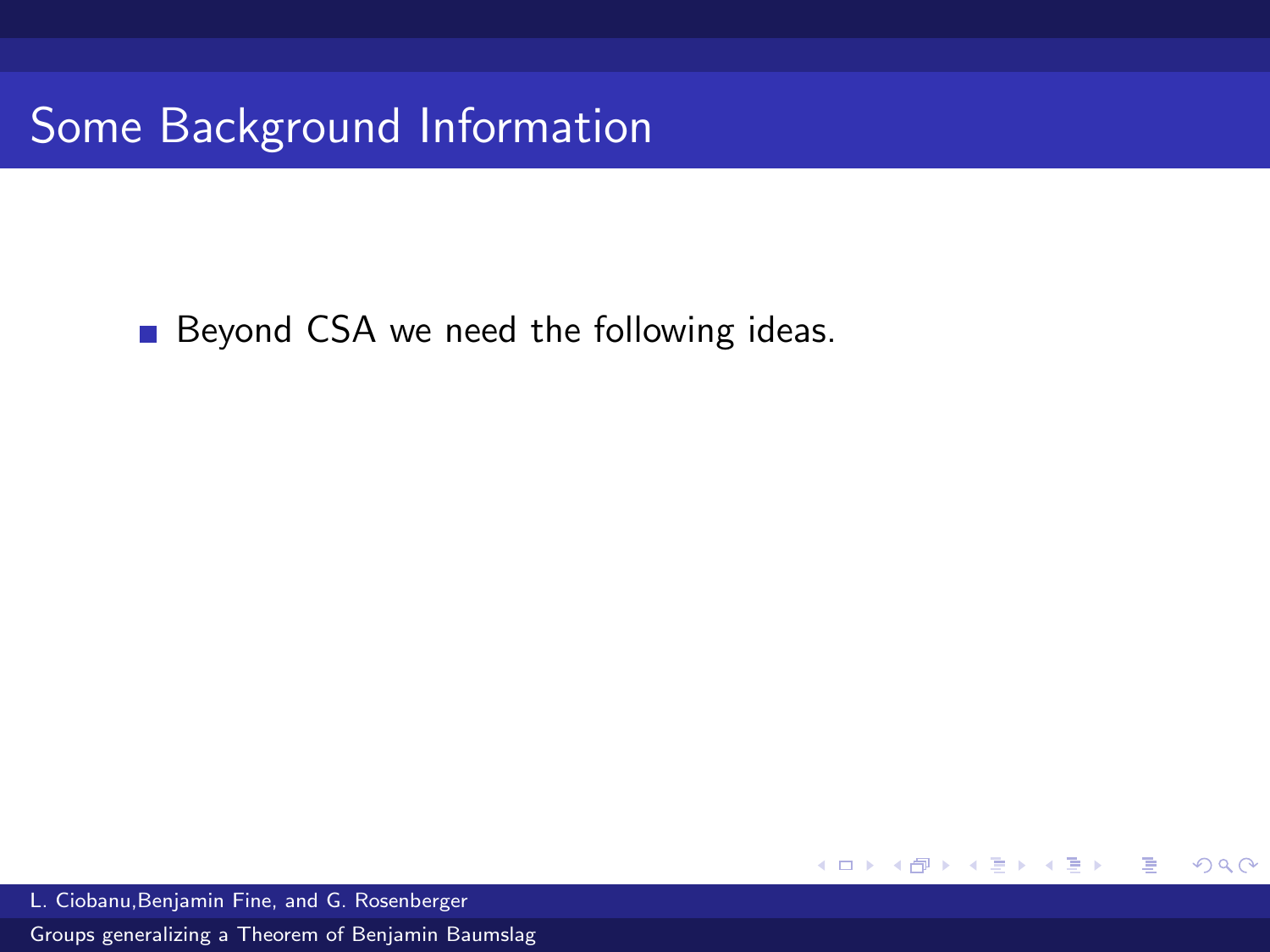# Some Background Information

- Beyond CSA we need the following ideas.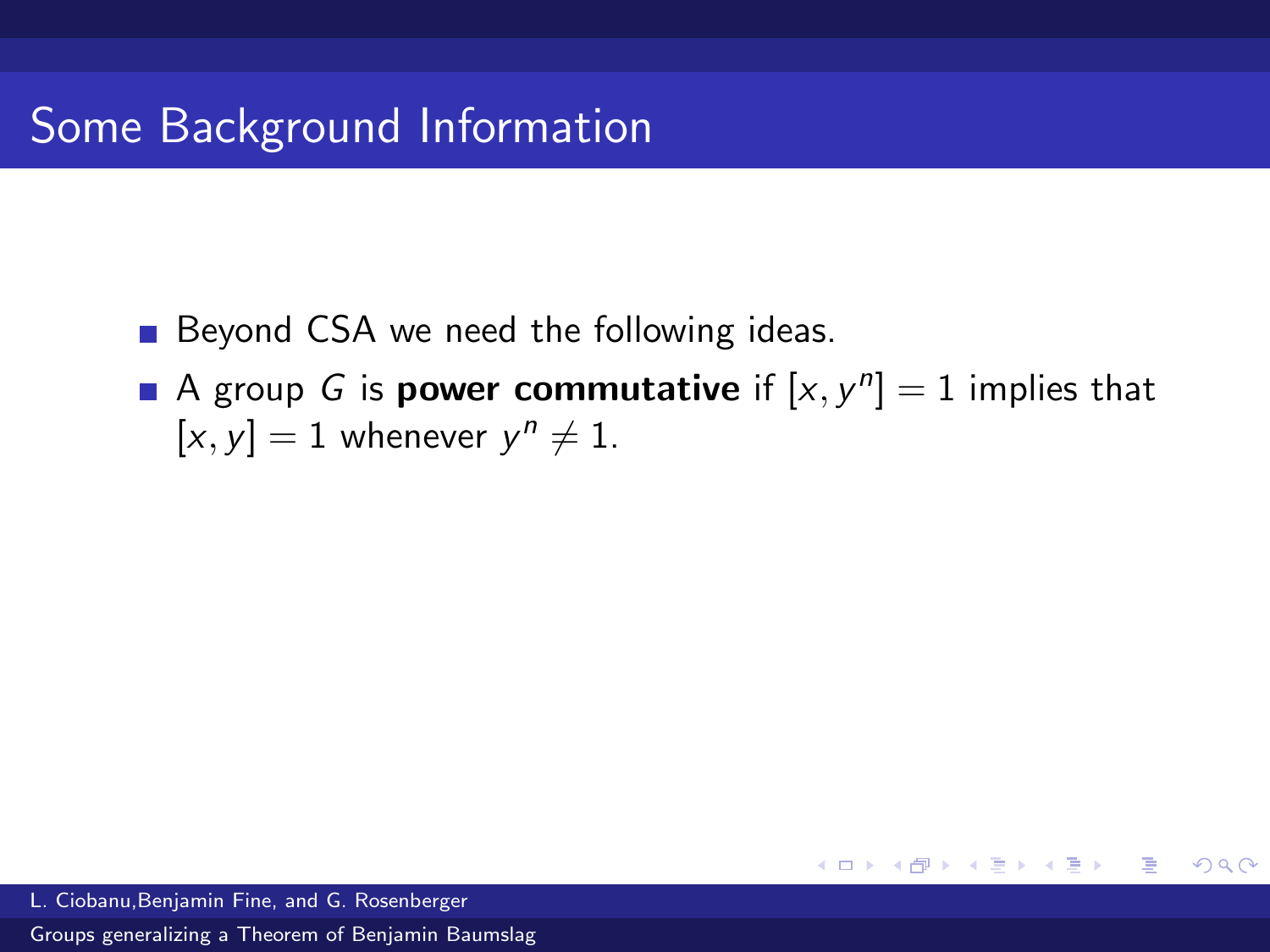# Some Background Information

- Beyond CSA we need the following ideas.
- A group $G$ is **power commutative** if $[x, y^n] = 1$ implies that $[x, y] = 1$ whenever $y^n \neq 1$.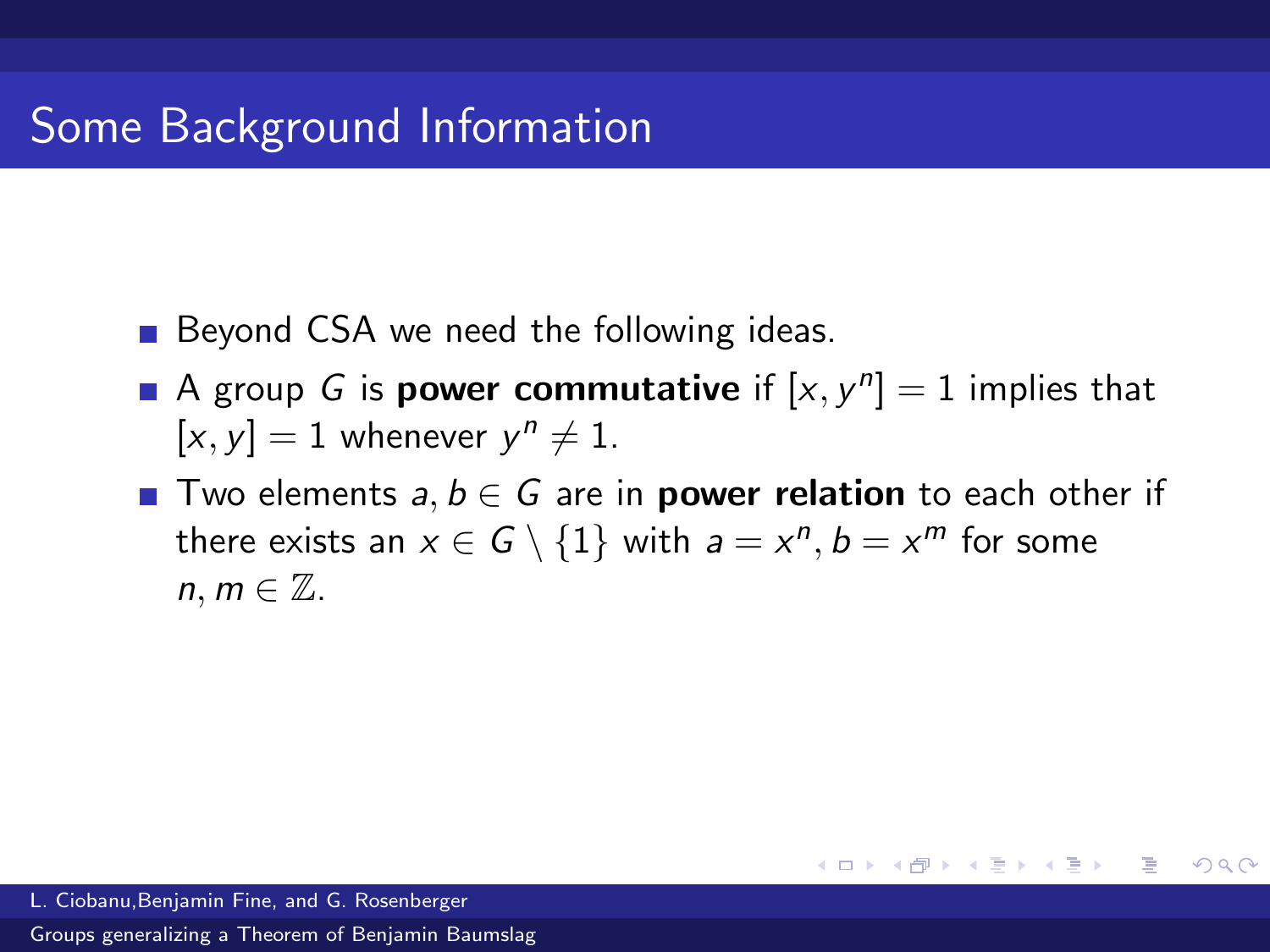## Some Background Information

- Beyond CSA we need the following ideas.
- A group $G$ is **power commutative** if $[x, y^n] = 1$ implies that $[x, y] = 1$ whenever $y^n \neq 1$.
- Two elements $a, b \in G$ are in **power relation** to each other if there exists an $x \in G \setminus \{1\}$ with $a = x^n, b = x^m$ for some $n, m \in \mathbb{Z}$.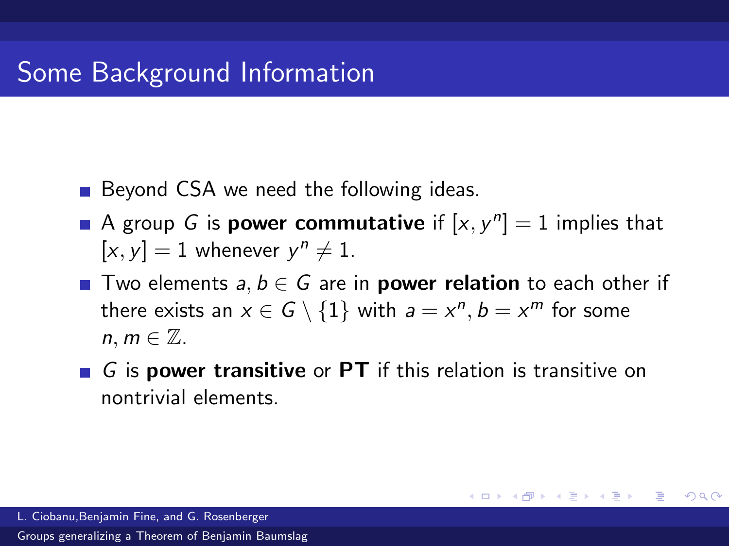## Some Background Information

- Beyond CSA we need the following ideas.
- A group $G$ is **power commutative** if $[x, y^n] = 1$ implies that $[x, y] = 1$ whenever $y^n \neq 1$.
- Two elements $a, b \in G$ are in **power relation** to each other if there exists an $x \in G \setminus \{1\}$ with $a = x^n, b = x^m$ for some $n, m \in \mathbb{Z}$.
- $G$ is **power transitive** or **PT** if this relation is transitive on nontrivial elements.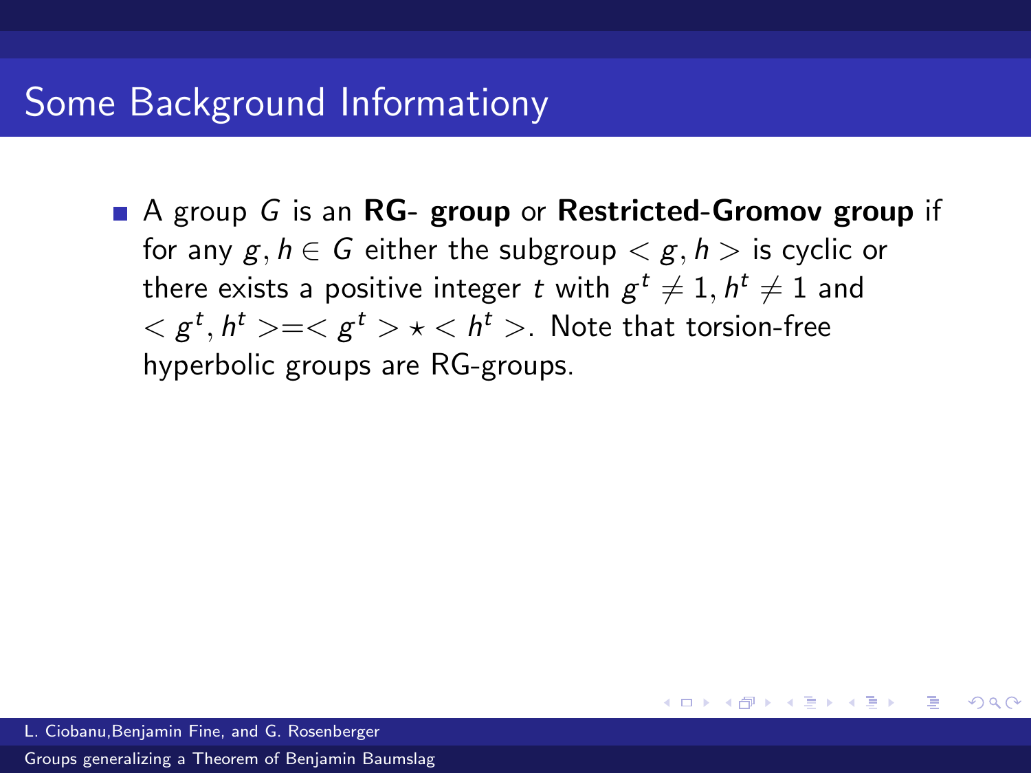# Some Background Informationy

- A group $G$ is an **RG- group** or **Restricted-Gromov group** if for any $g, h \in G$ either the subgroup $< g, h >$ is cyclic or there exists a positive integer $t$ with $g^t \neq 1, h^t \neq 1$ and $< g^t, h^t > = < g^t > \star < h^t >$. Note that torsion-free hyperbolic groups are RG-groups.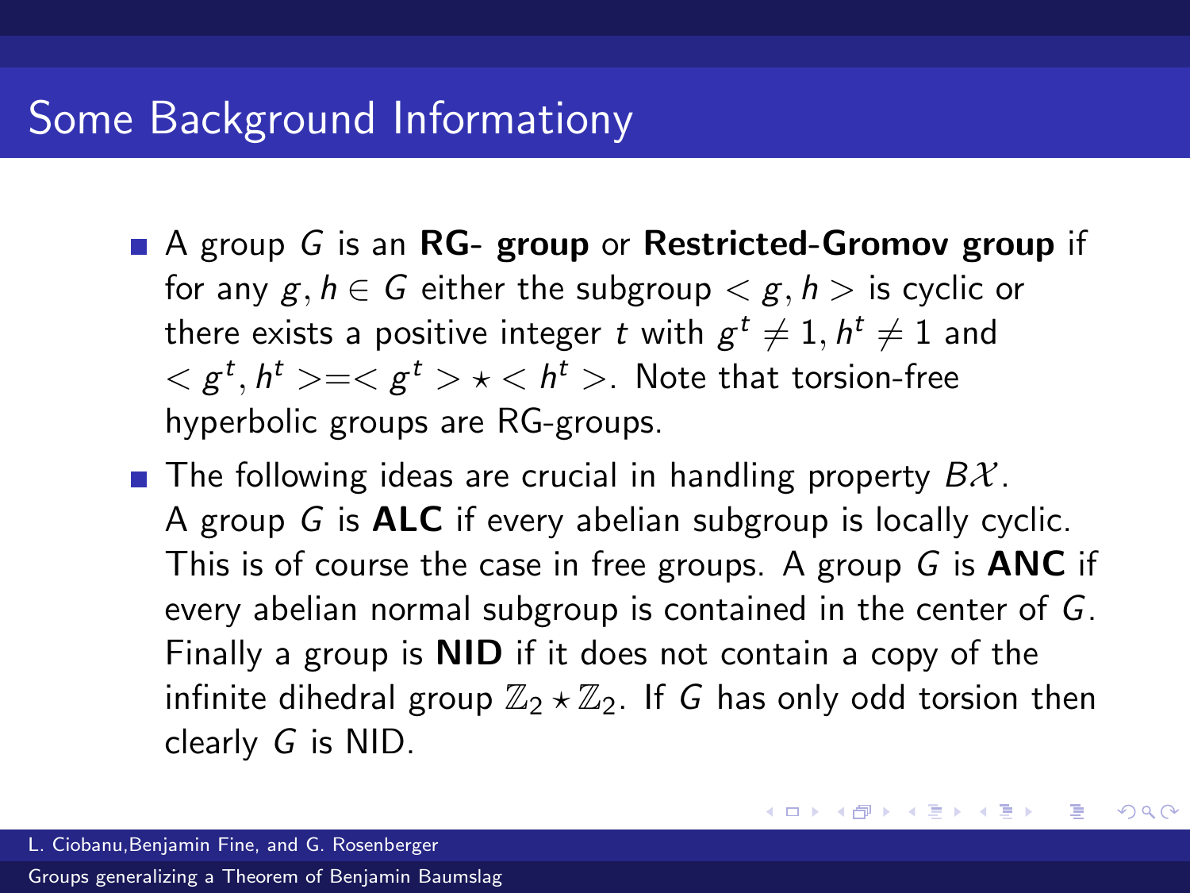# Some Background Informationy

- A group $G$ is an **RG- group** or **Restricted-Gromov group** if for any $g, h \in G$ either the subgroup $< g, h >$ is cyclic or there exists a positive integer $t$ with $g^t \neq 1, h^t \neq 1$ and $< g^t, h^t > = < g^t > \star < h^t >$. Note that torsion-free hyperbolic groups are RG-groups.
- The following ideas are crucial in handling property $B\mathcal{X}$. A group $G$ is **ALC** if every abelian subgroup is locally cyclic. This is of course the case in free groups. A group $G$ is **ANC** if every abelian normal subgroup is contained in the center of $G$. Finally a group is **NID** if it does not contain a copy of the infinite dihedral group $\mathbb{Z}_2 \star \mathbb{Z}_2$. If $G$ has only odd torsion then clearly $G$ is NID.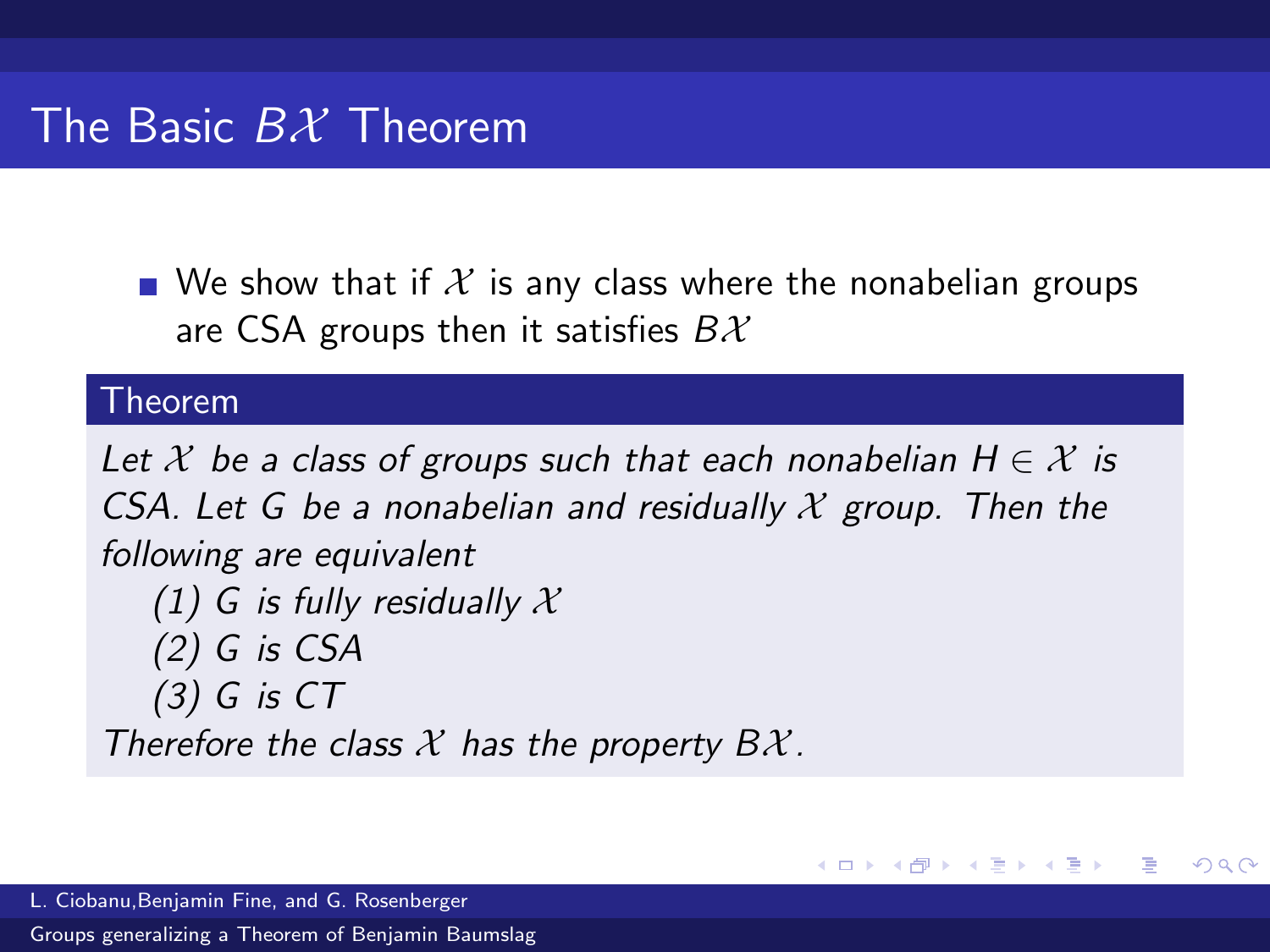# The Basic $B\mathcal{X}$ Theorem

- We show that if $\mathcal{X}$ is any class where the nonabelian groups are CSA groups then it satisfies $B\mathcal{X}$

**Theorem**

*Let $\mathcal{X}$ be a class of groups such that each nonabelian $H \in \mathcal{X}$ is CSA. Let $G$ be a nonabelian and residually $\mathcal{X}$ group. Then the following are equivalent*

*(1) $G$ is fully residually $\mathcal{X}$*

*(2) $G$ is CSA*

*(3) $G$ is CT*

*Therefore the class $\mathcal{X}$ has the property $B\mathcal{X}$.*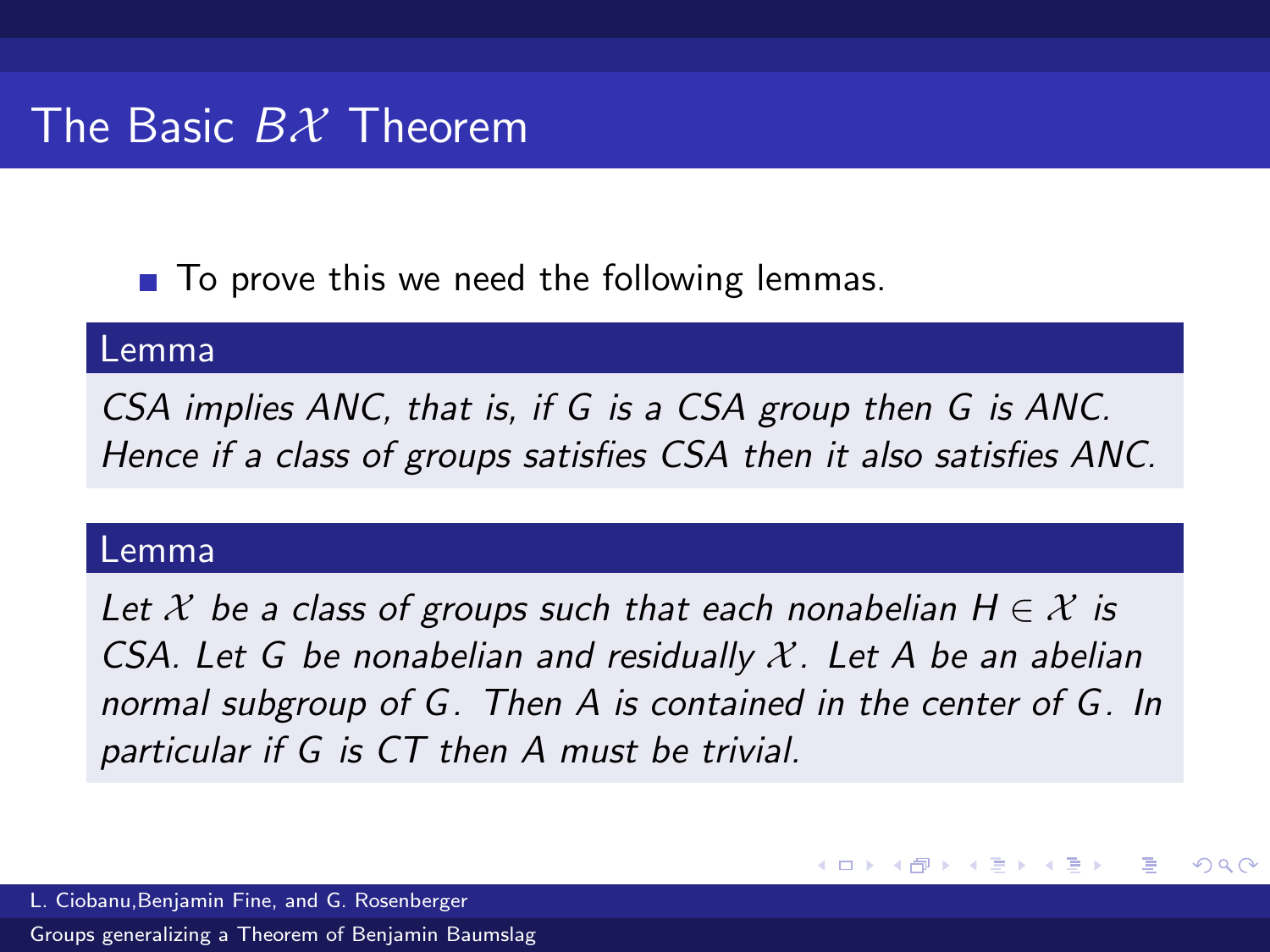# The Basic $B\mathcal{X}$ Theorem

- To prove this we need the following lemmas.

**Lemma**

*CSA implies ANC, that is, if $G$ is a CSA group then $G$ is ANC. Hence if a class of groups satisfies CSA then it also satisfies ANC.*

**Lemma**

*Let $\mathcal{X}$ be a class of groups such that each nonabelian $H \in \mathcal{X}$ is CSA. Let $G$ be nonabelian and residually $\mathcal{X}$. Let $A$ be an abelian normal subgroup of $G$. Then $A$ is contained in the center of $G$. In particular if $G$ is CT then $A$ must be trivial.*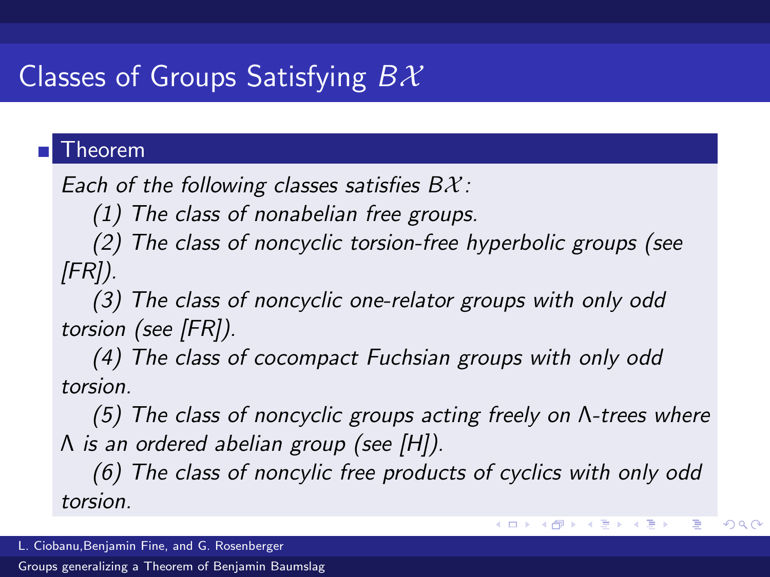# Classes of Groups Satisfying $B\mathcal{X}$

**Theorem**

*Each of the following classes satisfies $B\mathcal{X}$:*

*(1) The class of nonabelian free groups.*

*(2) The class of noncyclic torsion-free hyperbolic groups (see [FR]).*

*(3) The class of noncyclic one-relator groups with only odd torsion (see [FR]).*

*(4) The class of cocompact Fuchsian groups with only odd torsion.*

*(5) The class of noncyclic groups acting freely on $\Lambda$-trees where $\Lambda$ is an ordered abelian group (see [H]).*

*(6) The class of noncylic free products of cyclics with only odd torsion.*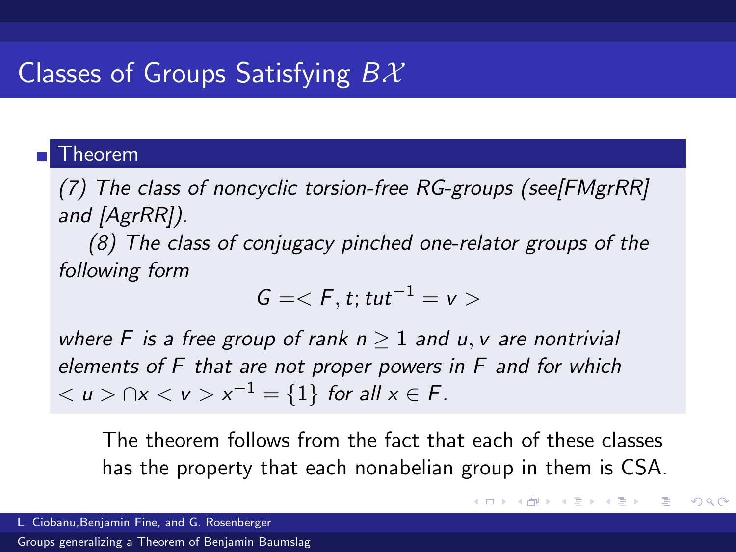## Classes of Groups Satisfying $B\mathcal{X}$

**Theorem**

*(7) The class of noncyclic torsion-free RG-groups (see[FMgrRR] and [AgrRR]).*

*(8) The class of conjugacy pinched one-relator groups of the following form*

$$G =< F, t; tut^{-1} = v >$$

*where $F$ is a free group of rank $n \geq 1$ and $u, v$ are nontrivial elements of $F$ that are not proper powers in $F$ and for which $< u > \cap x < v > x^{-1} = \{1\}$ for all $x \in F$.*

The theorem follows from the fact that each of these classes has the property that each nonabelian group in them is CSA.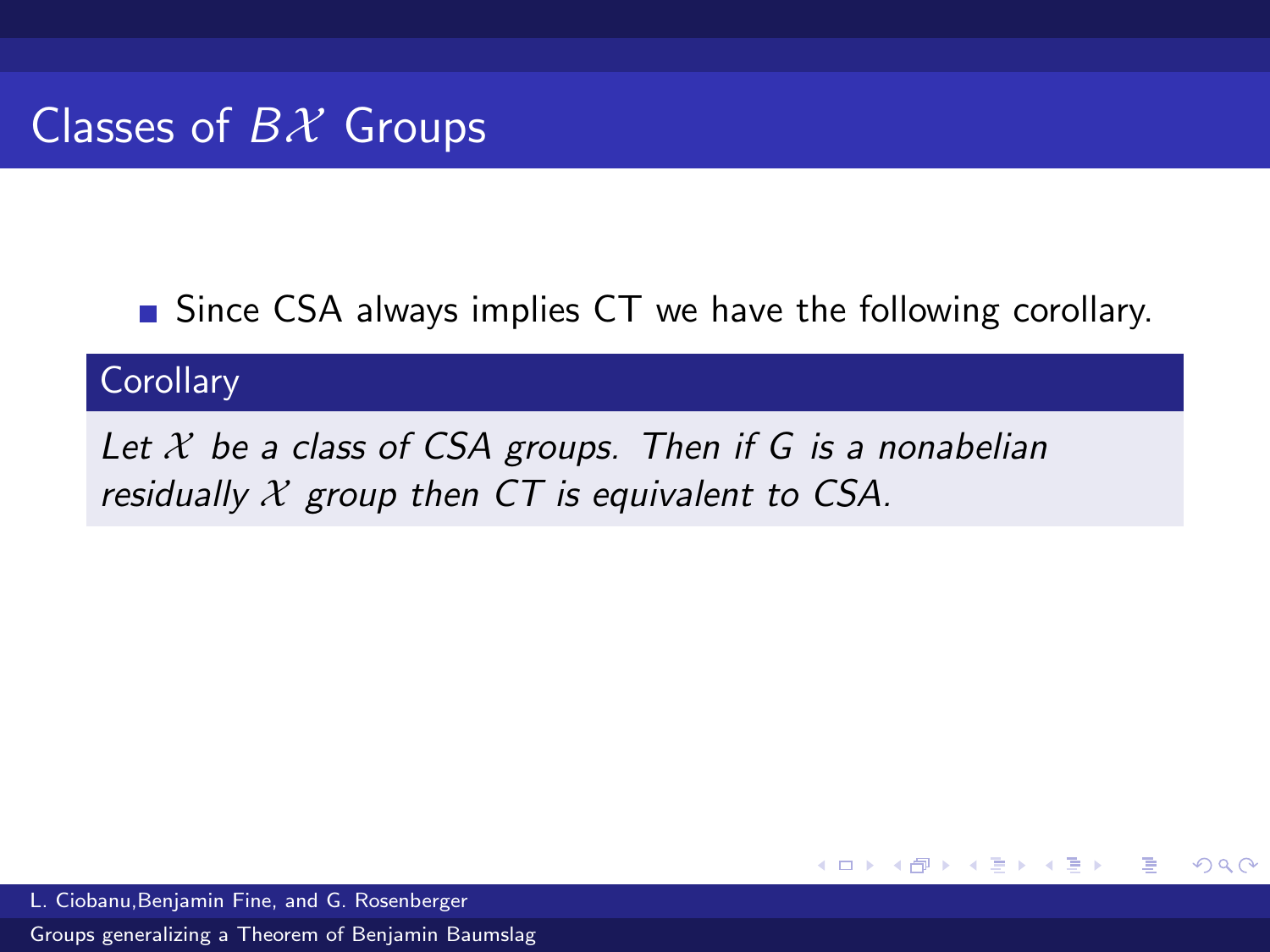# Classes of $B\mathcal{X}$ Groups

- Since CSA always implies CT we have the following corollary.

**Corollary**

*Let $\mathcal{X}$ be a class of CSA groups. Then if G is a nonabelian residually $\mathcal{X}$ group then CT is equivalent to CSA.*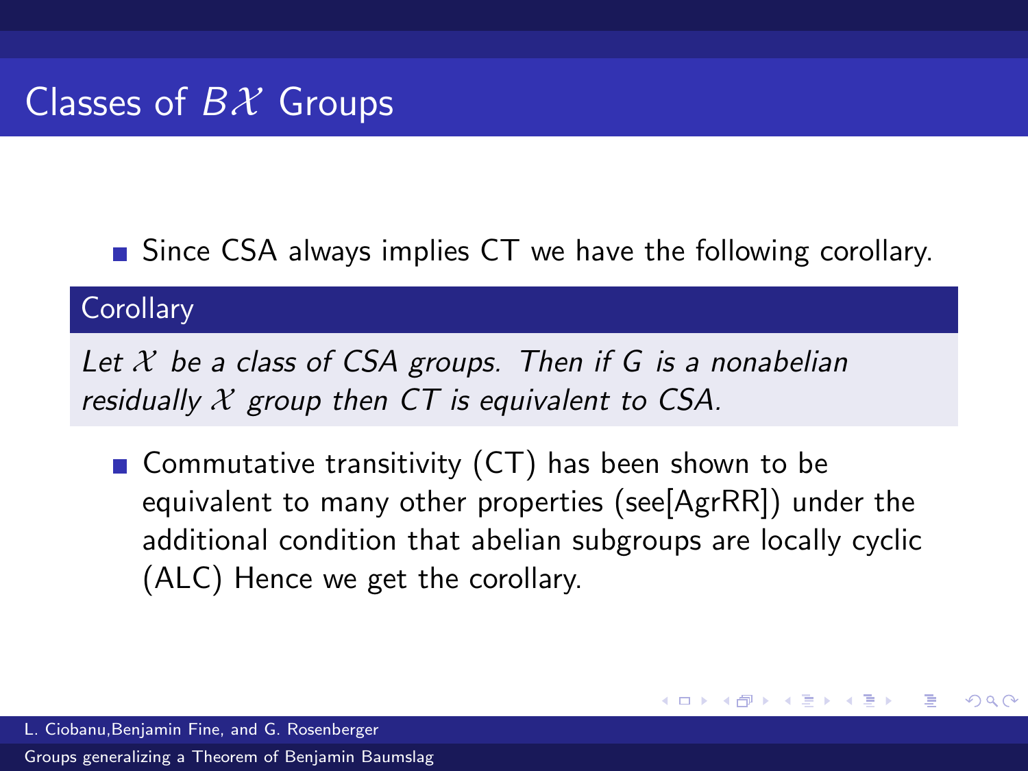# Classes of $B\mathcal{X}$ Groups

- Since CSA always implies CT we have the following corollary.

**Corollary**

*Let $\mathcal{X}$ be a class of CSA groups. Then if G is a nonabelian residually $\mathcal{X}$ group then CT is equivalent to CSA.*

- Commutative transitivity (CT) has been shown to be equivalent to many other properties (see[AgrRR]) under the additional condition that abelian subgroups are locally cyclic (ALC) Hence we get the corollary.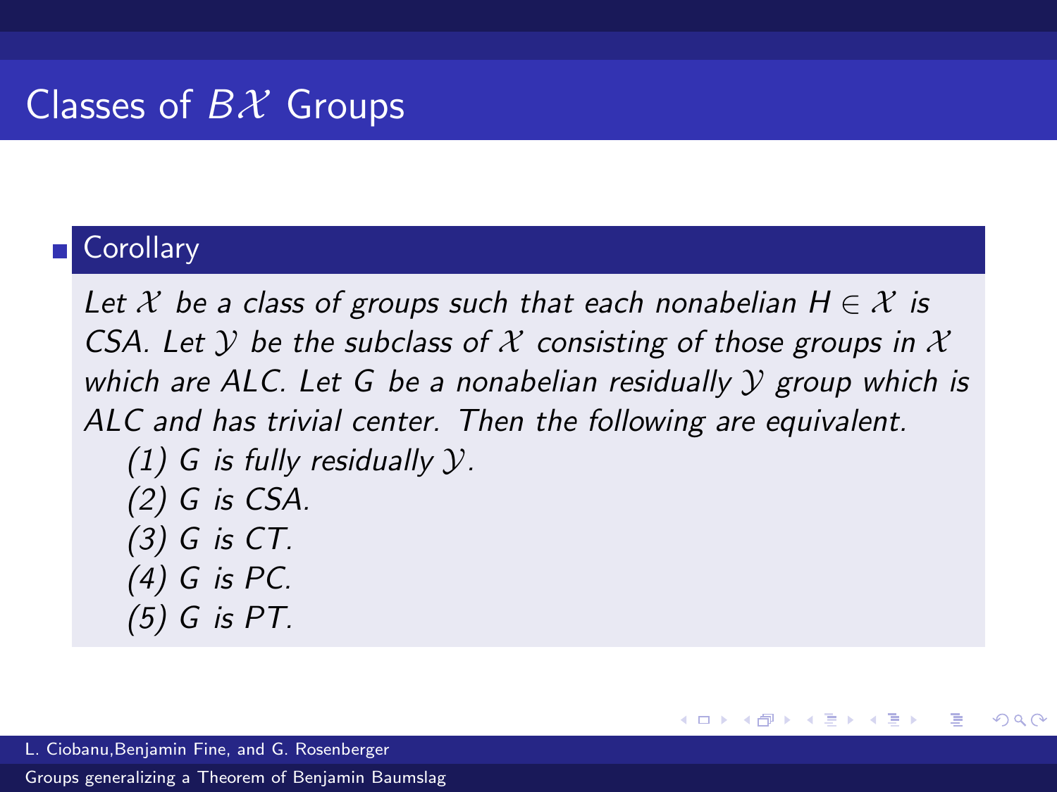## Classes of $B\mathcal{X}$ Groups

**Corollary**

*Let $\mathcal{X}$ be a class of groups such that each nonabelian $H \in \mathcal{X}$ is CSA. Let $\mathcal{Y}$ be the subclass of $\mathcal{X}$ consisting of those groups in $\mathcal{X}$ which are ALC. Let $G$ be a nonabelian residually $\mathcal{Y}$ group which is ALC and has trivial center. Then the following are equivalent.*

*(1) $G$ is fully residually $\mathcal{Y}$.*
*(2) $G$ is CSA.*
*(3) $G$ is CT.*
*(4) $G$ is PC.*
*(5) $G$ is PT.*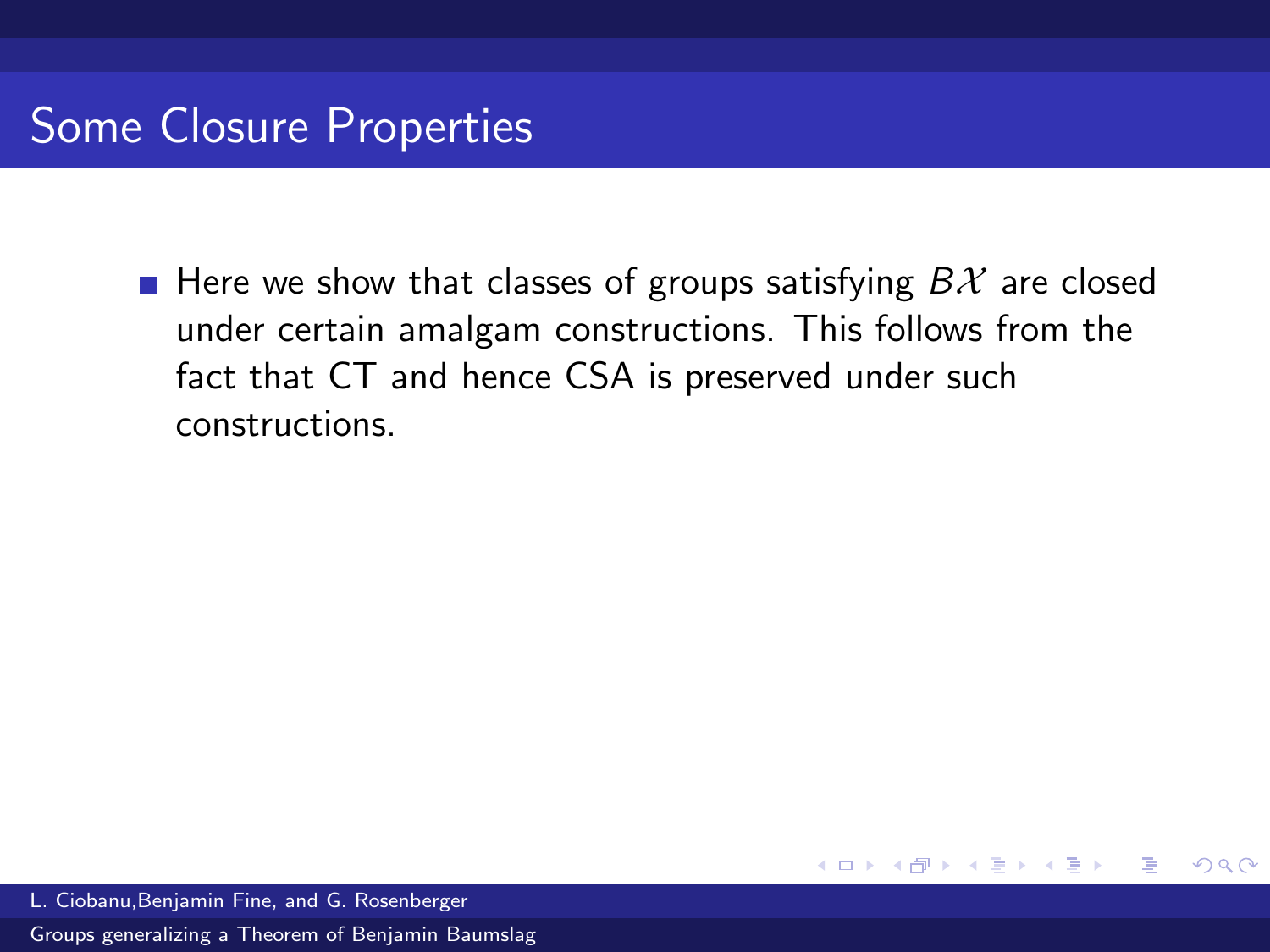# Some Closure Properties

- Here we show that classes of groups satisfying $B\mathcal{X}$ are closed under certain amalgam constructions. This follows from the fact that CT and hence CSA is preserved under such constructions.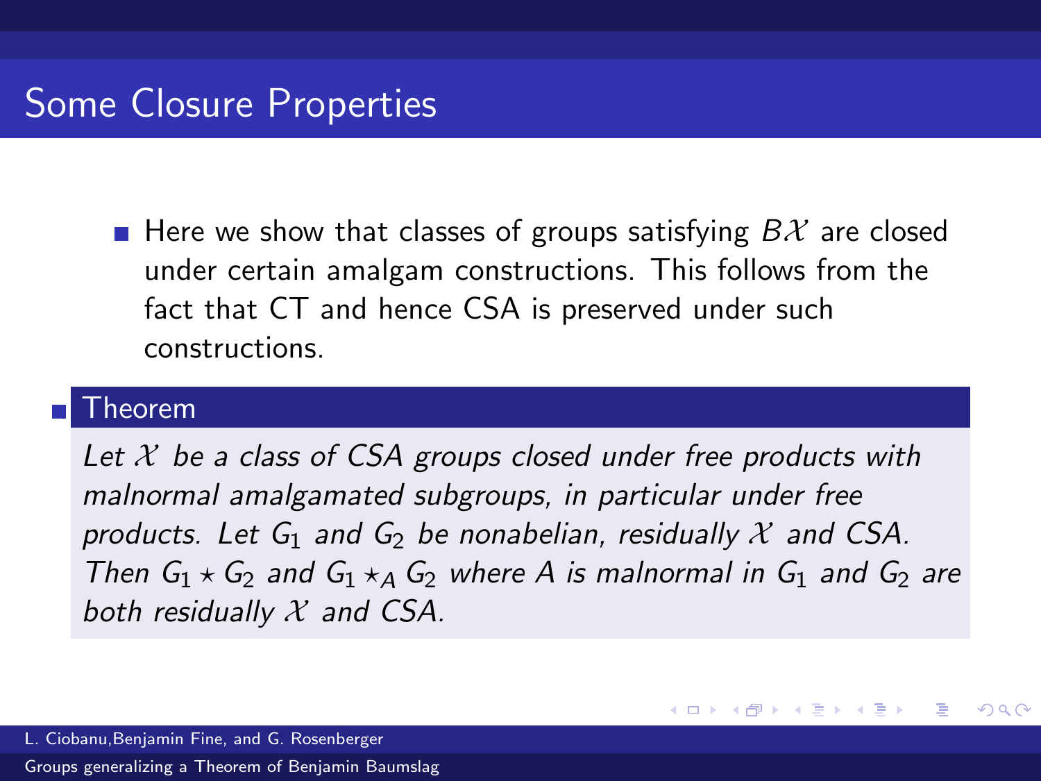# Some Closure Properties

- Here we show that classes of groups satisfying $B\mathcal{X}$ are closed under certain amalgam constructions. This follows from the fact that CT and hence CSA is preserved under such constructions.

- **Theorem**

  *Let $\mathcal{X}$ be a class of CSA groups closed under free products with malnormal amalgamated subgroups, in particular under free products. Let $G_1$ and $G_2$ be nonabelian, residually $\mathcal{X}$ and CSA. Then $G_1 \star G_2$ and $G_1 \star_A G_2$ where $A$ is malnormal in $G_1$ and $G_2$ are both residually $\mathcal{X}$ and CSA.*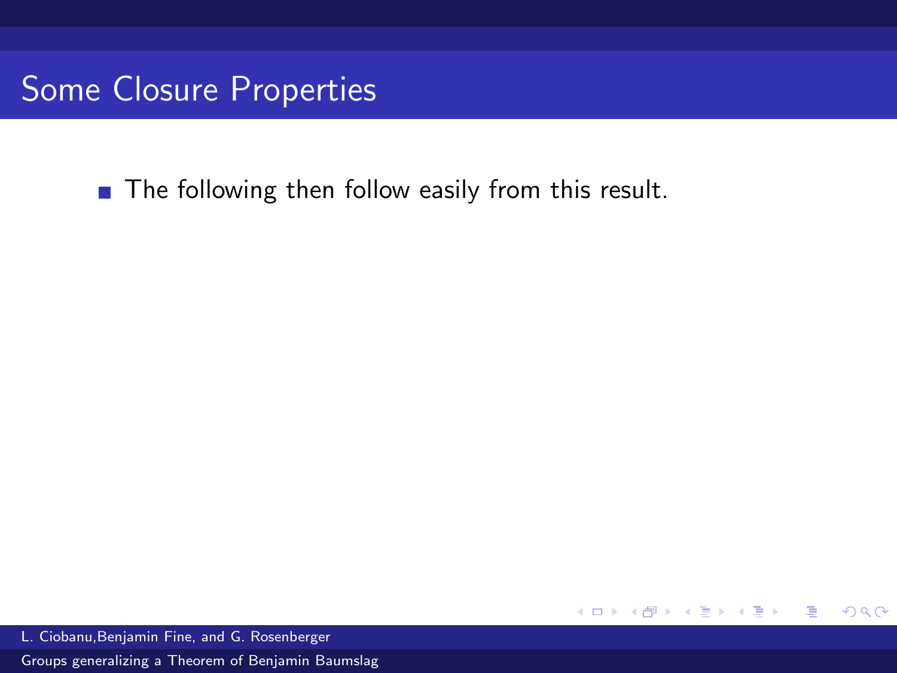## Some Closure Properties

- The following then follow easily from this result.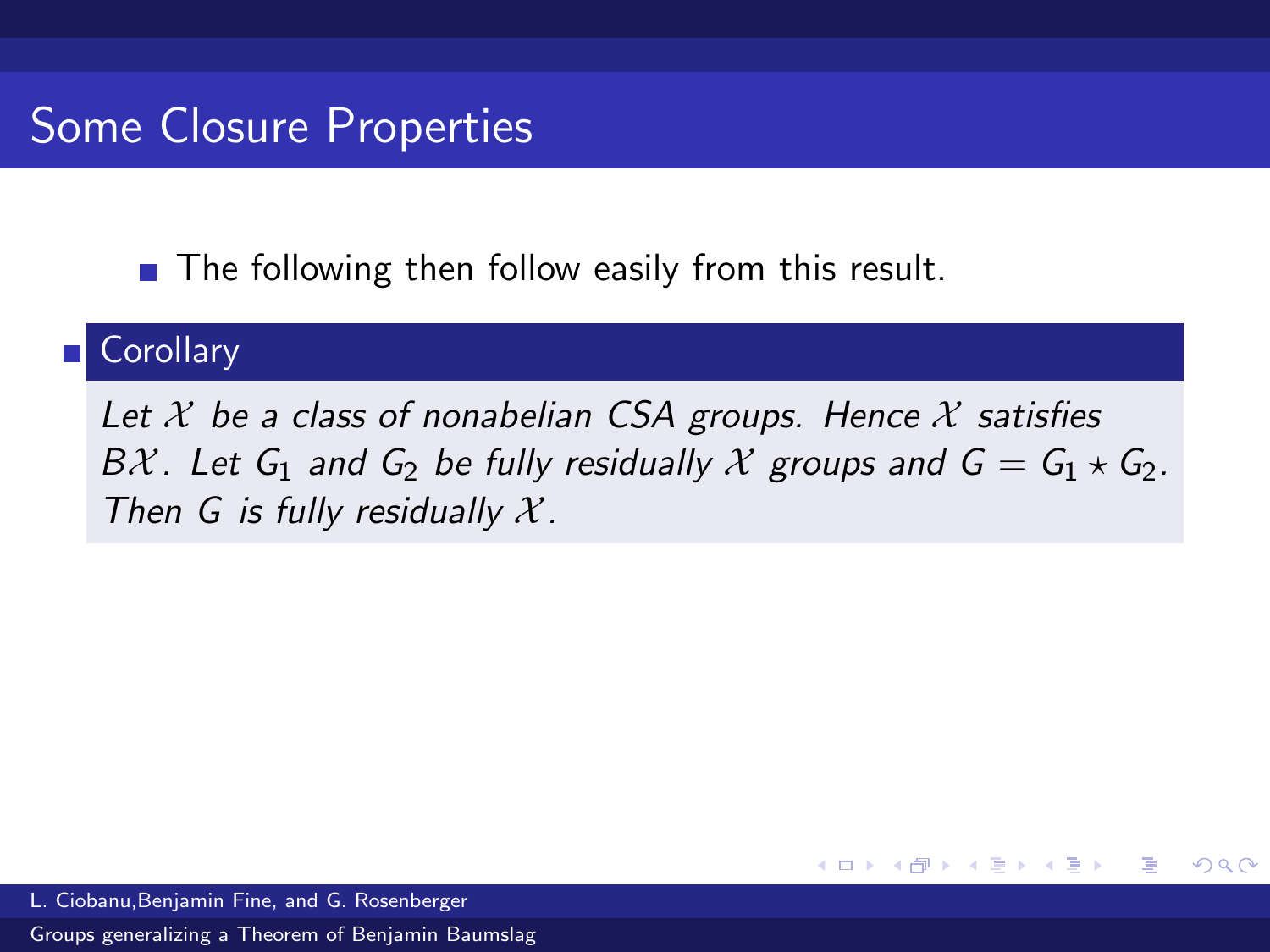## Some Closure Properties

- The following then follow easily from this result.

**Corollary**

*Let $\mathcal{X}$ be a class of nonabelian CSA groups. Hence $\mathcal{X}$ satisfies $B\mathcal{X}$. Let $G_1$ and $G_2$ be fully residually $\mathcal{X}$ groups and $G = G_1 \star G_2$. Then $G$ is fully residually $\mathcal{X}$.*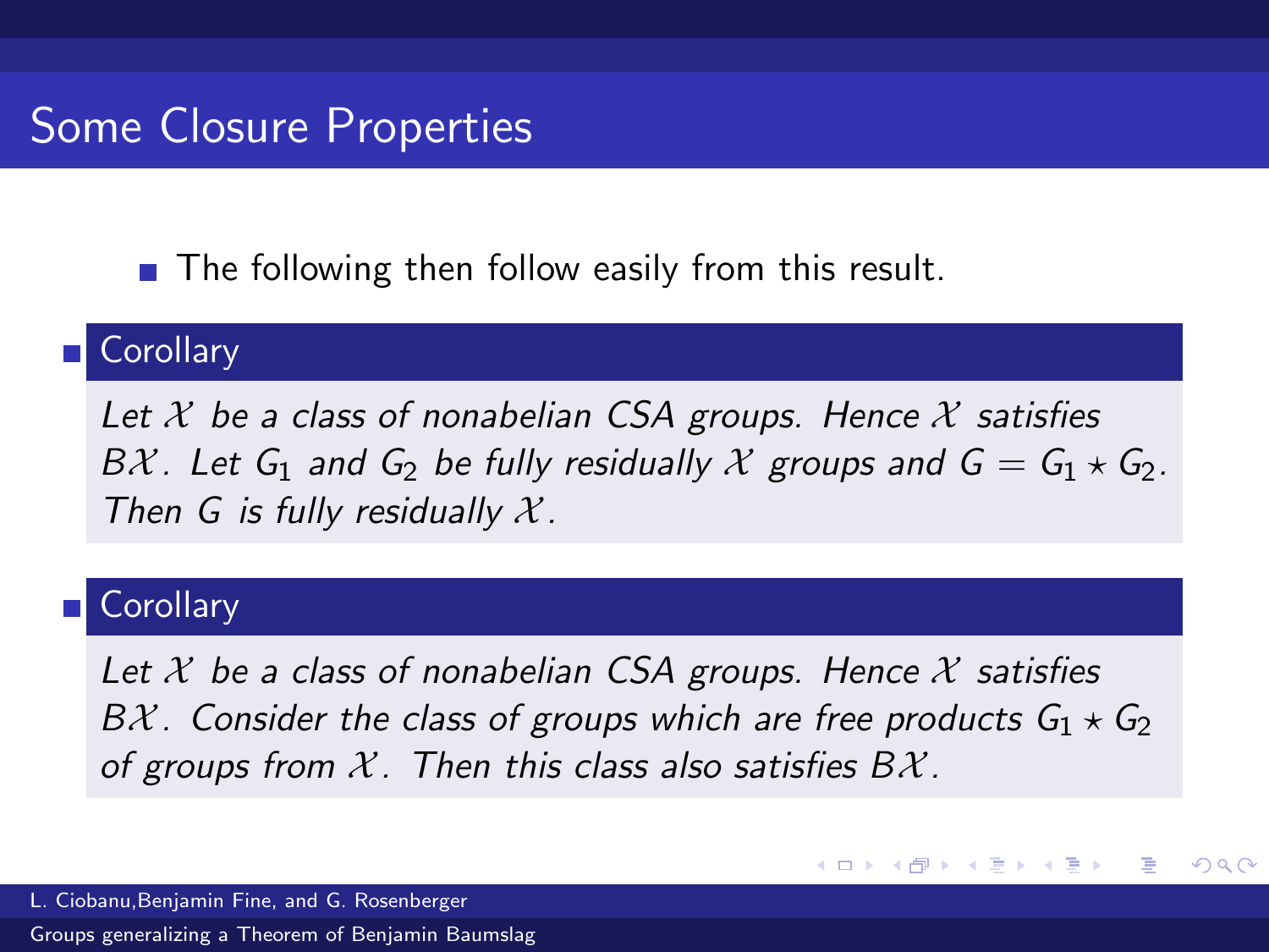# Some Closure Properties

- The following then follow easily from this result.

**Corollary**

*Let $\mathcal{X}$ be a class of nonabelian CSA groups. Hence $\mathcal{X}$ satisfies $B\mathcal{X}$. Let $G_1$ and $G_2$ be fully residually $\mathcal{X}$ groups and $G = G_1 \star G_2$. Then $G$ is fully residually $\mathcal{X}$.*

**Corollary**

*Let $\mathcal{X}$ be a class of nonabelian CSA groups. Hence $\mathcal{X}$ satisfies $B\mathcal{X}$. Consider the class of groups which are free products $G_1 \star G_2$ of groups from $\mathcal{X}$. Then this class also satisfies $B\mathcal{X}$.*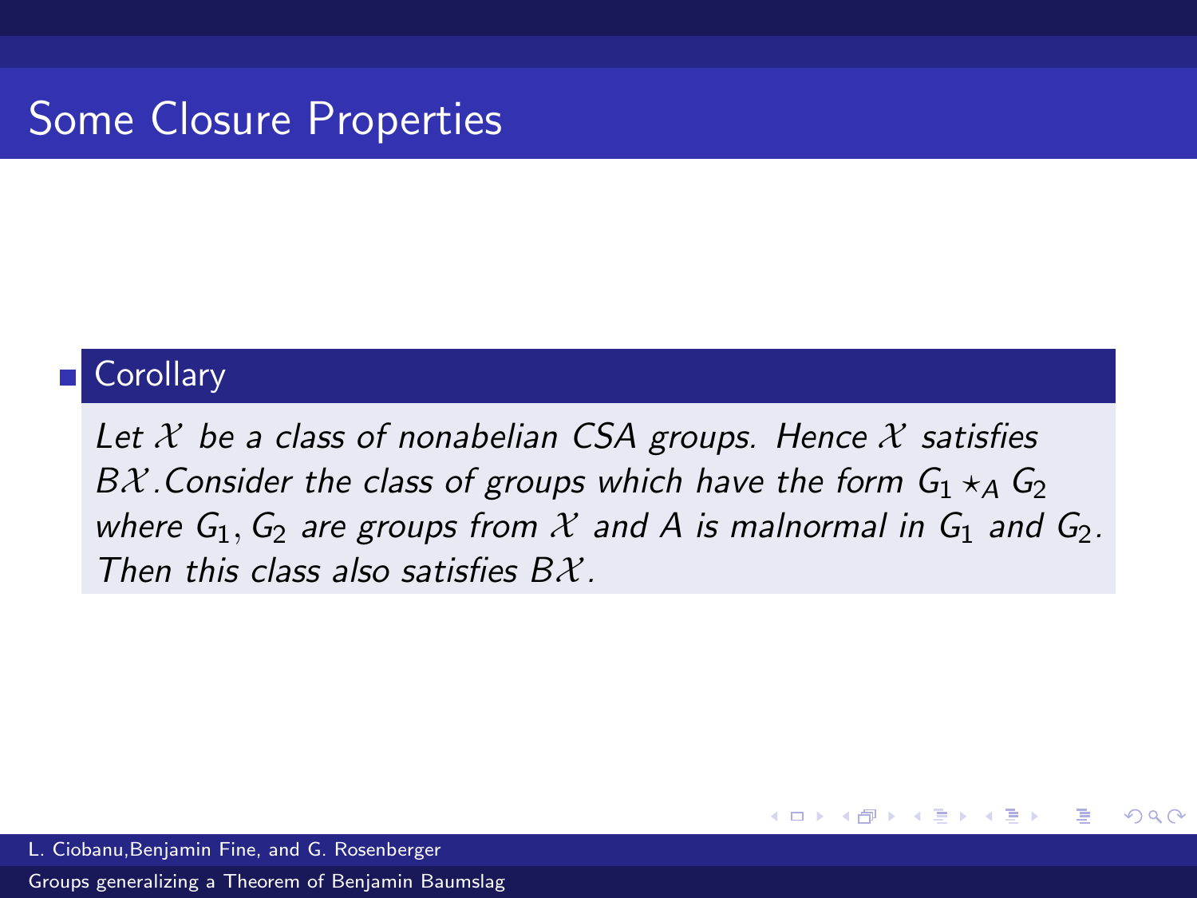## Some Closure Properties

**Corollary**

*Let $\mathcal{X}$ be a class of nonabelian CSA groups. Hence $\mathcal{X}$ satisfies $B\mathcal{X}$.Consider the class of groups which have the form $G_1 \star_A G_2$ where $G_1, G_2$ are groups from $\mathcal{X}$ and $A$ is malnormal in $G_1$ and $G_2$. Then this class also satisfies $B\mathcal{X}$.*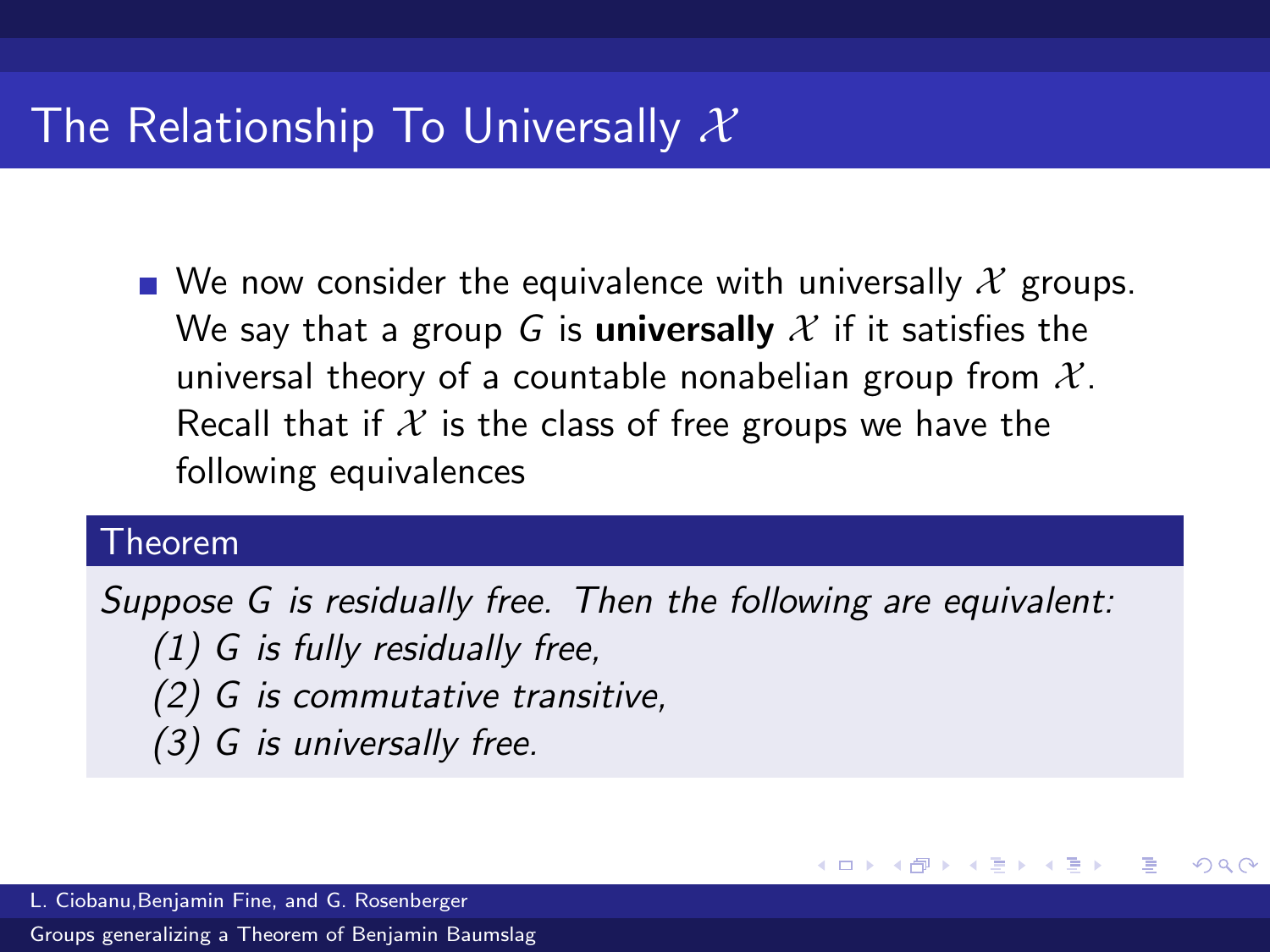## The Relationship To Universally $\mathcal{X}$

- We now consider the equivalence with universally $\mathcal{X}$ groups. We say that a group $G$ is **universally** $\mathcal{X}$ if it satisfies the universal theory of a countable nonabelian group from $\mathcal{X}$. Recall that if $\mathcal{X}$ is the class of free groups we have the following equivalences

**Theorem**

*Suppose $G$ is residually free. Then the following are equivalent:*

*(1) $G$ is fully residually free,*

*(2) $G$ is commutative transitive,*

*(3) $G$ is universally free.*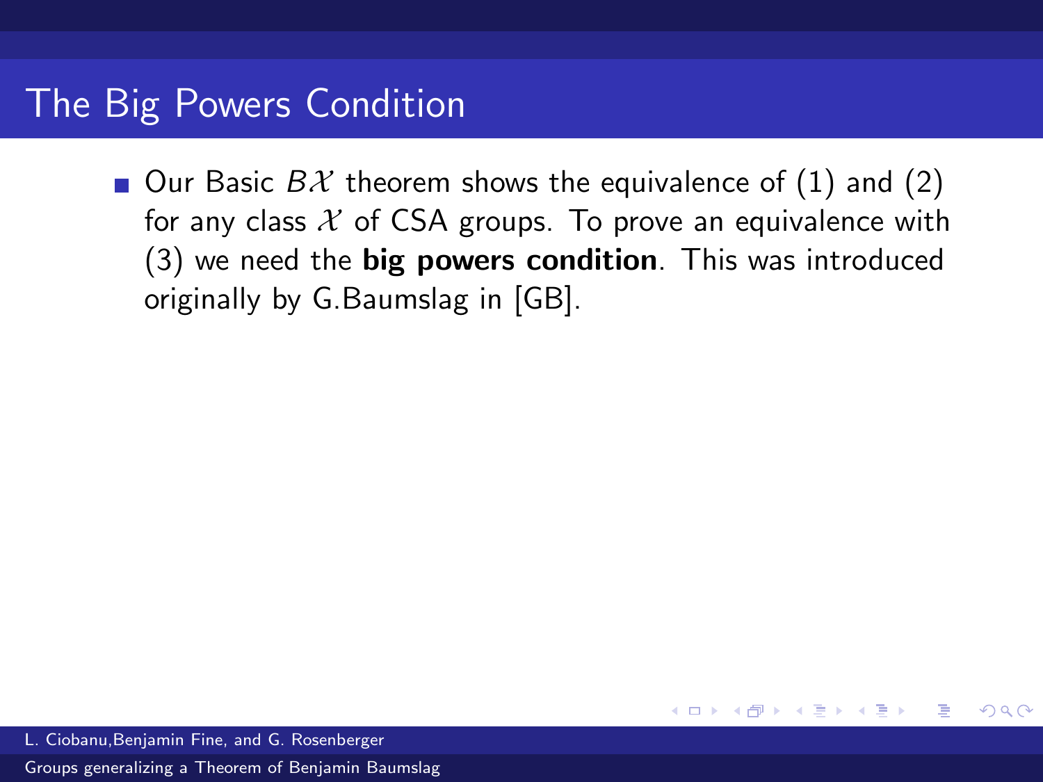# The Big Powers Condition

- Our Basic $B\mathcal{X}$ theorem shows the equivalence of (1) and (2) for any class $\mathcal{X}$ of CSA groups. To prove an equivalence with (3) we need the **big powers condition**. This was introduced originally by G.Baumslag in [GB].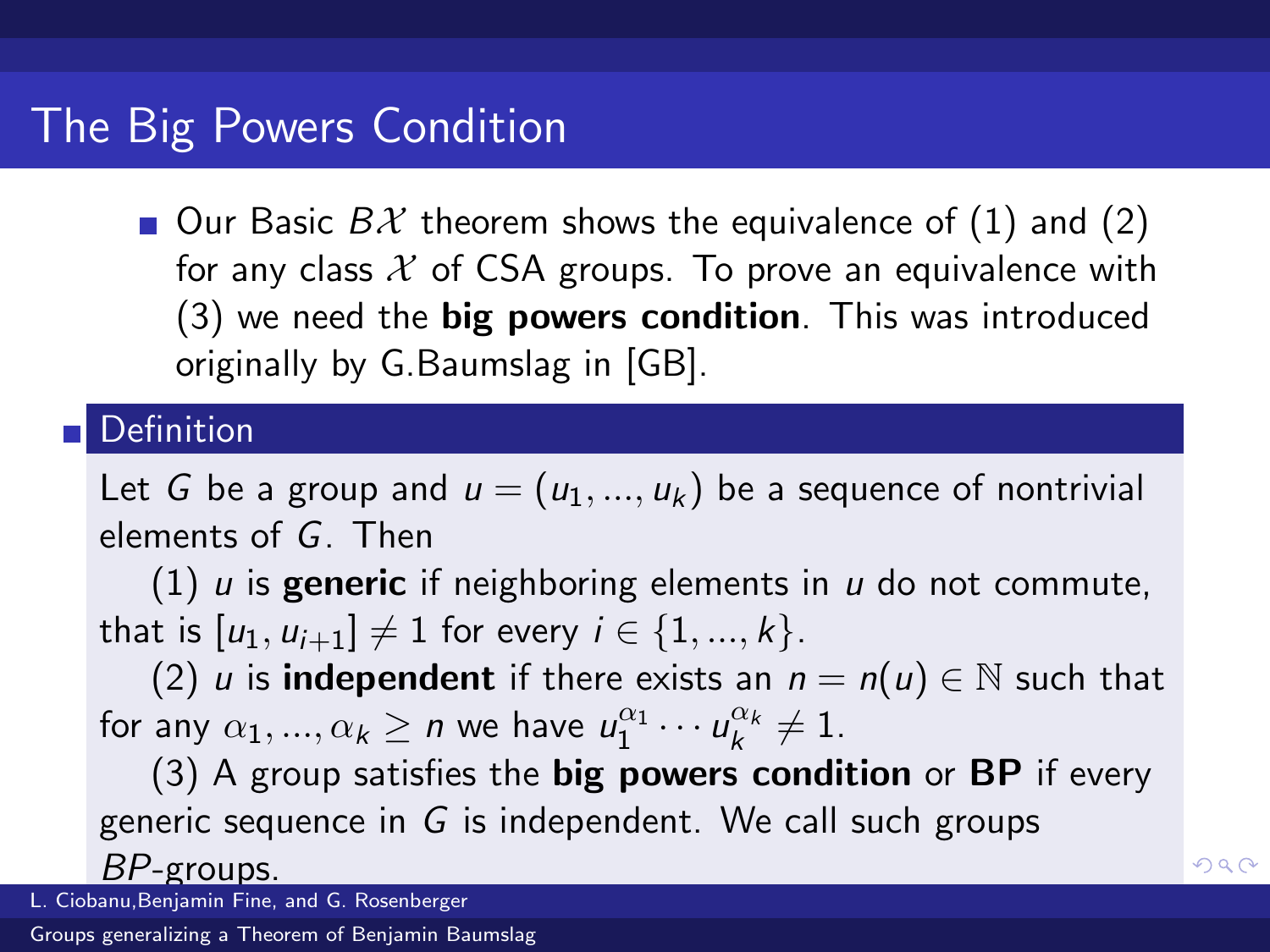# The Big Powers Condition

- Our Basic $B\mathcal{X}$ theorem shows the equivalence of (1) and (2) for any class $\mathcal{X}$ of CSA groups. To prove an equivalence with (3) we need the **big powers condition**. This was introduced originally by G.Baumslag in [GB].

## Definition

Let $G$ be a group and $u = (u_1, ..., u_k)$ be a sequence of nontrivial elements of $G$. Then

(1) $u$ is **generic** if neighboring elements in $u$ do not commute, that is $[u_1, u_{i+1}] \neq 1$ for every $i \in \{1, ..., k\}$.

(2) $u$ is **independent** if there exists an $n = n(u) \in \mathbb{N}$ such that for any $\alpha_1, ..., \alpha_k \geq n$ we have $u_1^{\alpha_1} \cdots u_k^{\alpha_k} \neq 1$.

(3) A group satisfies the **big powers condition** or **BP** if every generic sequence in $G$ is independent. We call such groups $BP$-groups.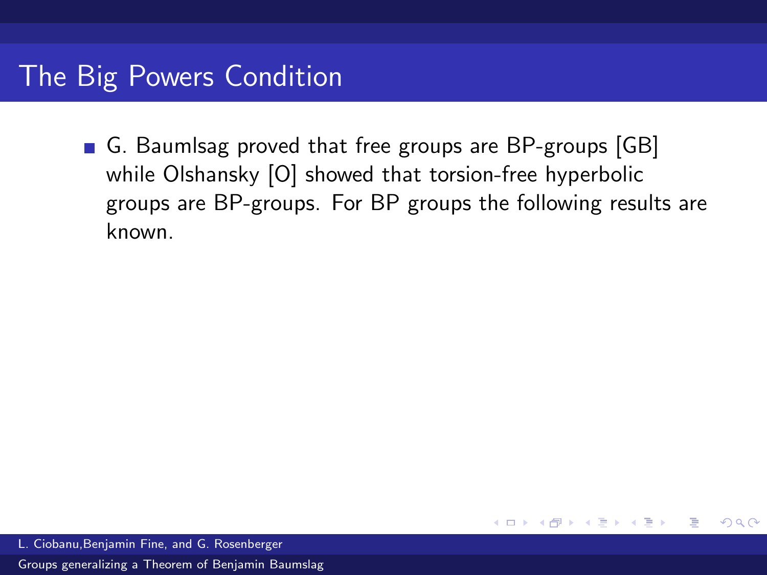# The Big Powers Condition

- G. Baumlsag proved that free groups are BP-groups [GB] while Olshansky [O] showed that torsion-free hyperbolic groups are BP-groups. For BP groups the following results are known.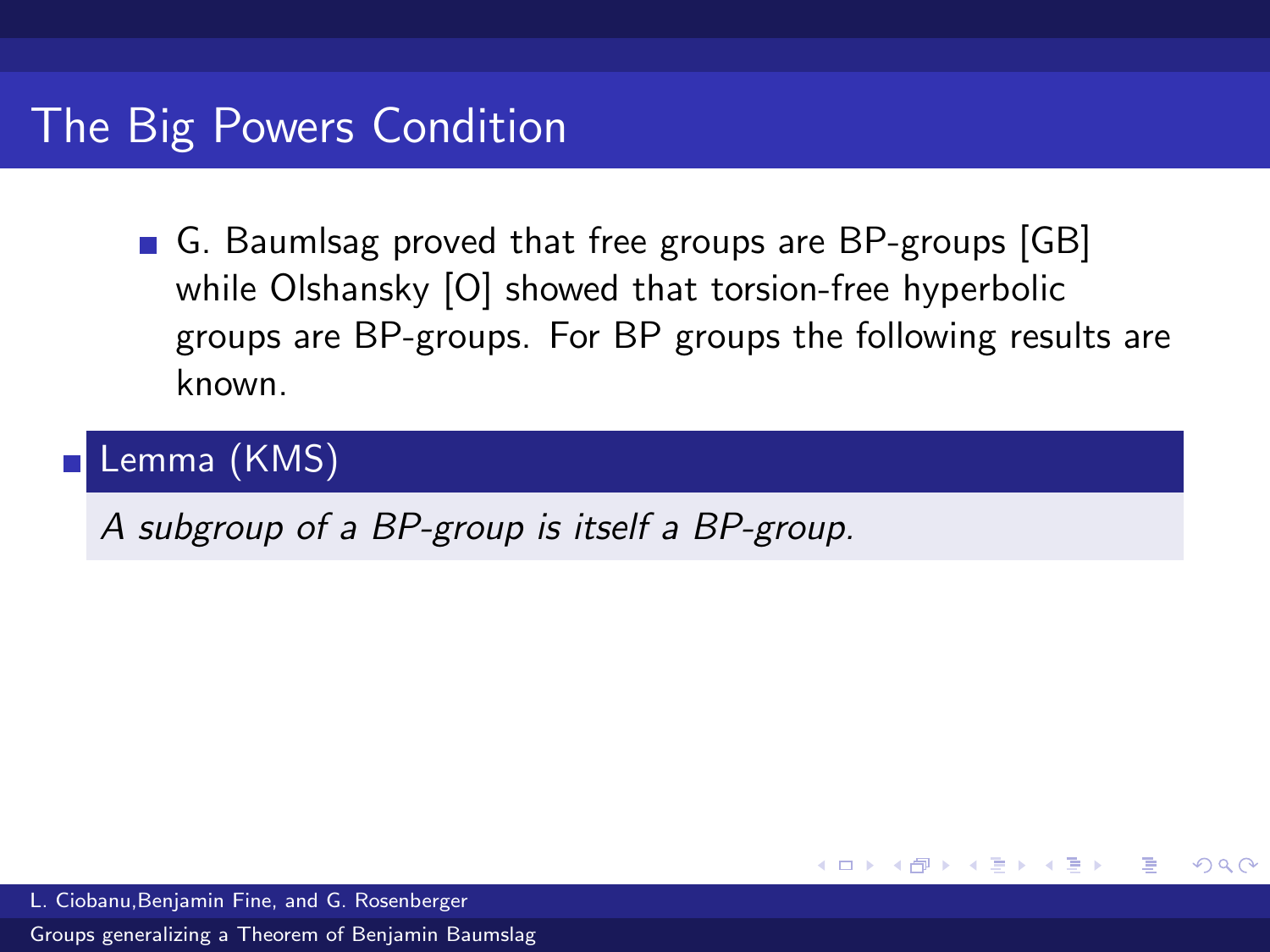## The Big Powers Condition

- G. Baumlsag proved that free groups are BP-groups [GB] while Olshansky [O] showed that torsion-free hyperbolic groups are BP-groups. For BP groups the following results are known.

- **Lemma (KMS)**

  *A subgroup of a BP-group is itself a BP-group.*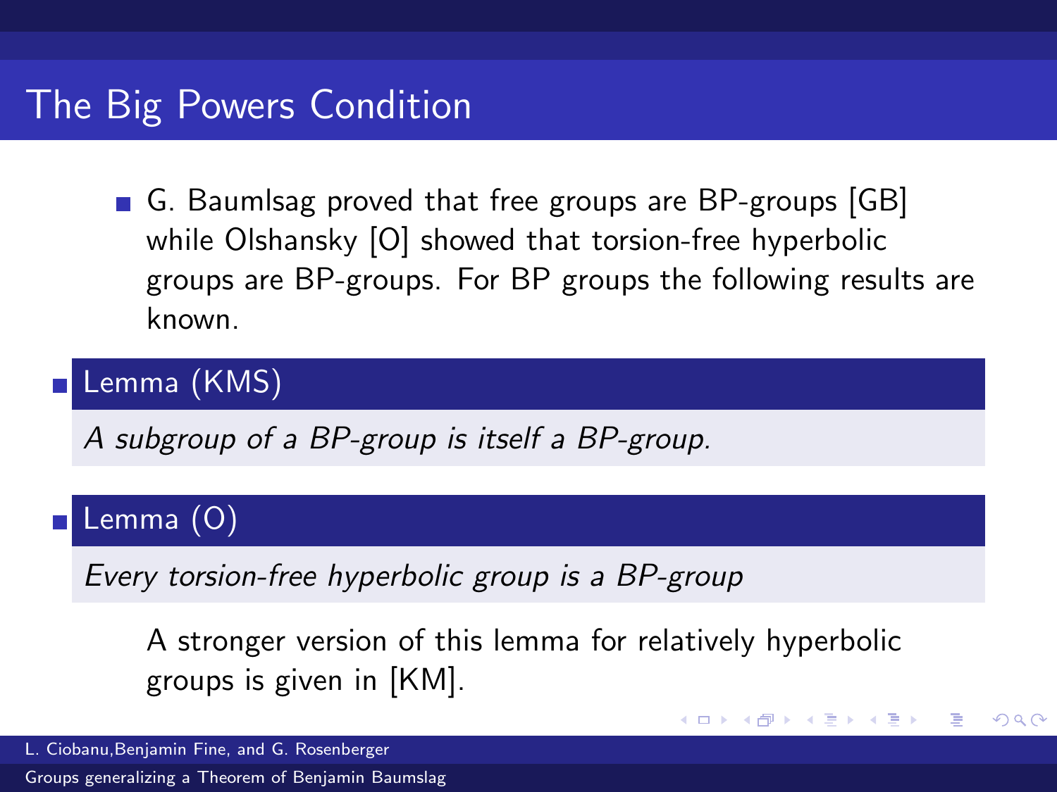# The Big Powers Condition

- G. Baumlsag proved that free groups are BP-groups [GB] while Olshansky [O] showed that torsion-free hyperbolic groups are BP-groups. For BP groups the following results are known.

- **Lemma (KMS)**

  *A subgroup of a BP-group is itself a BP-group.*

- **Lemma (O)**

  *Every torsion-free hyperbolic group is a BP-group*

  A stronger version of this lemma for relatively hyperbolic groups is given in [KM].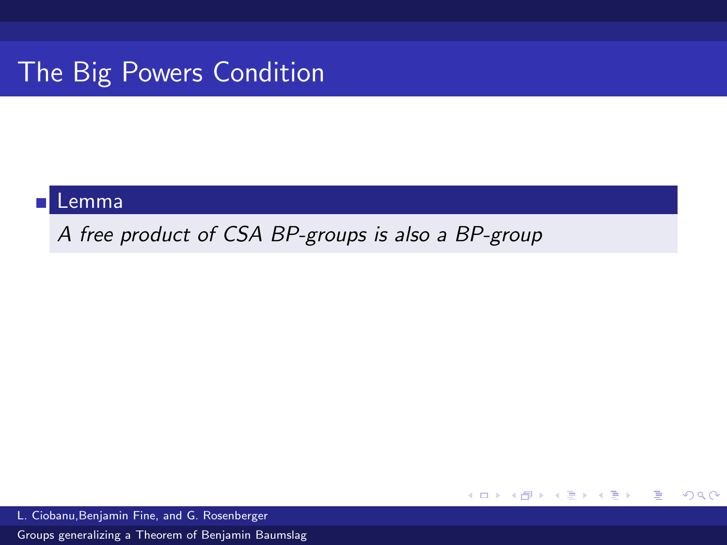# The Big Powers Condition

**Lemma**

*A free product of CSA BP-groups is also a BP-group*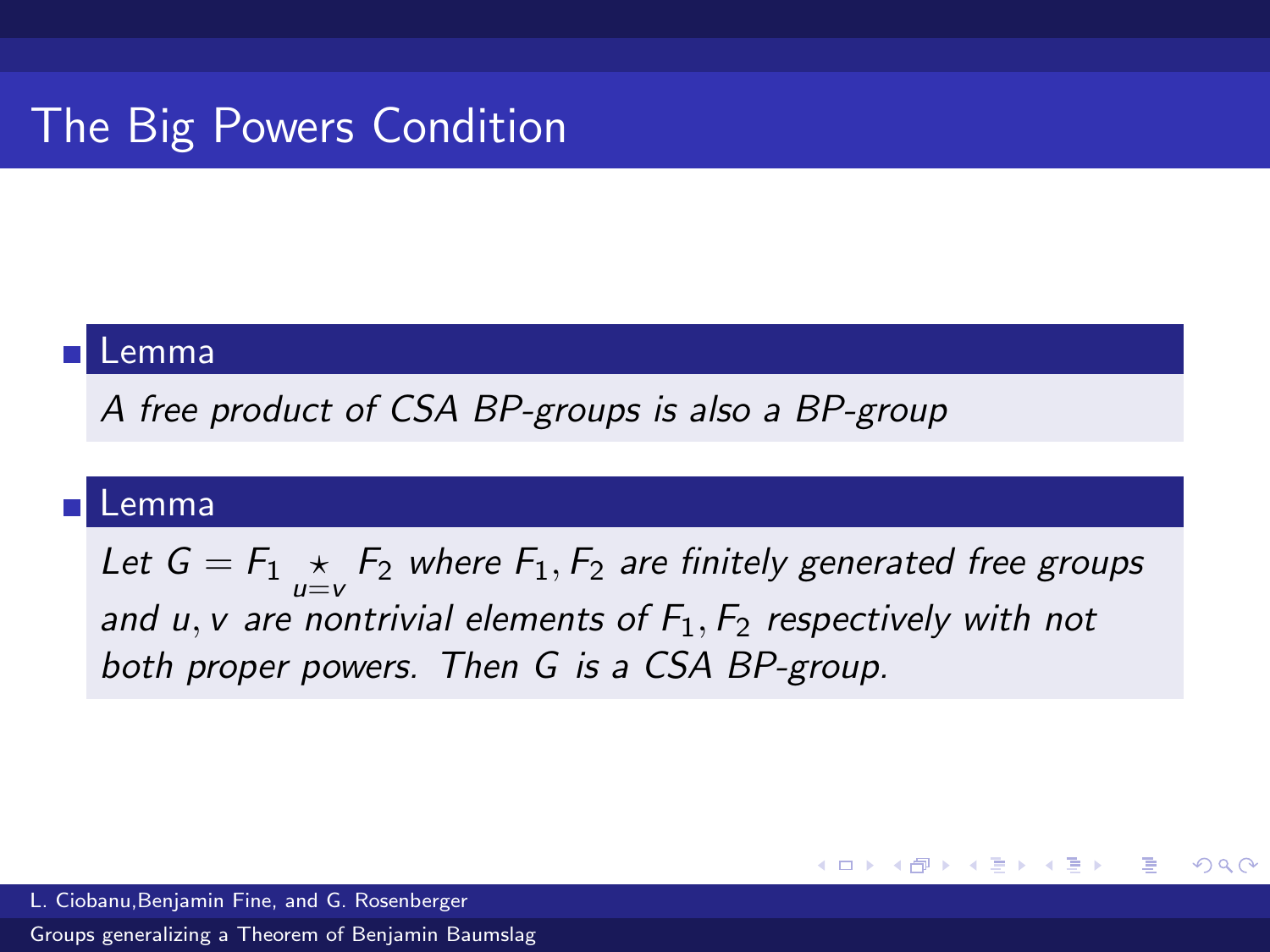# The Big Powers Condition

**Lemma**

*A free product of CSA BP-groups is also a BP-group*

**Lemma**

*Let* $G = F_1 \underset{u=v}{\star} F_2$ *where* $F_1, F_2$ *are finitely generated free groups and* $u, v$ *are nontrivial elements of* $F_1, F_2$ *respectively with not both proper powers. Then* $G$ *is a CSA BP-group.*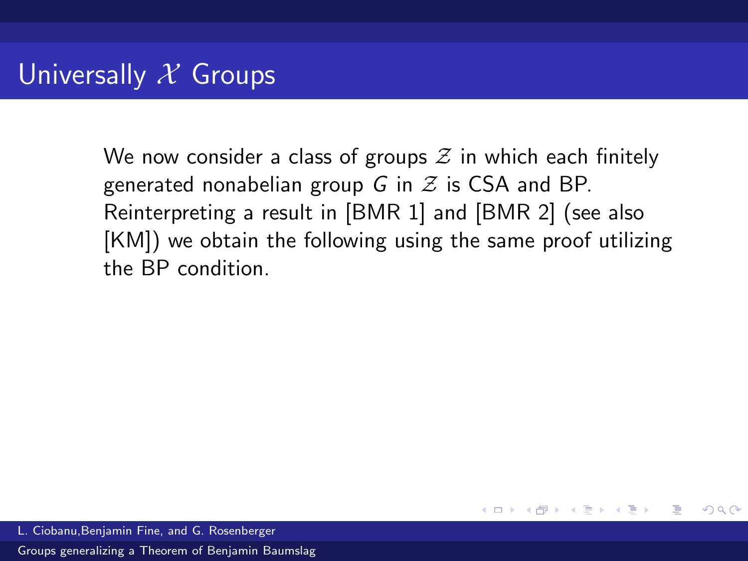# Universally $\mathcal{X}$ Groups

We now consider a class of groups $\mathcal{Z}$ in which each finitely generated nonabelian group $G$ in $\mathcal{Z}$ is CSA and BP. Reinterpreting a result in [BMR 1] and [BMR 2] (see also [KM]) we obtain the following using the same proof utilizing the BP condition.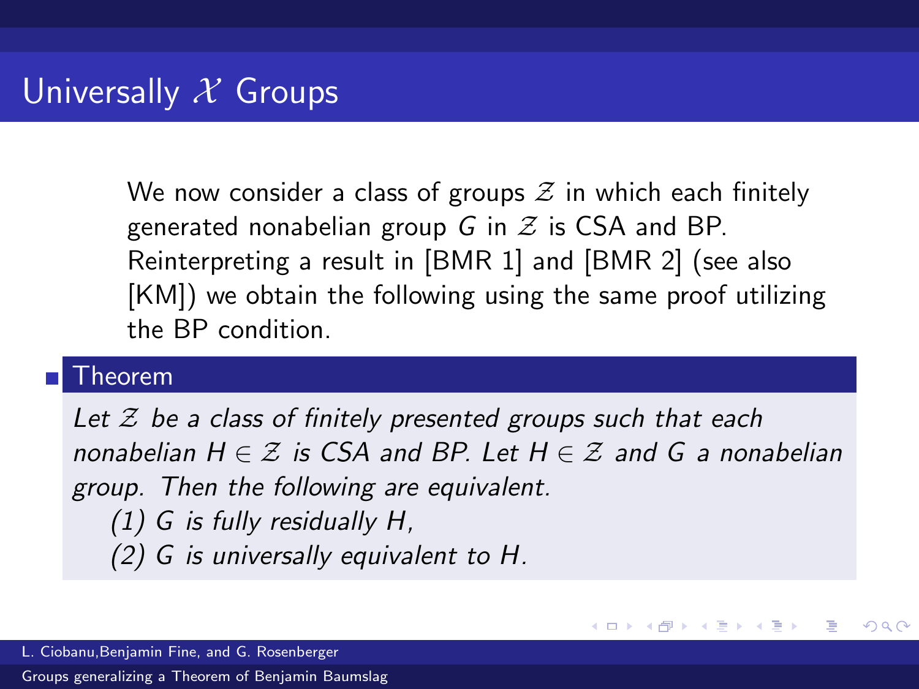# Universally $\mathcal{X}$ Groups

We now consider a class of groups $\mathcal{Z}$ in which each finitely generated nonabelian group $G$ in $\mathcal{Z}$ is CSA and BP. Reinterpreting a result in [BMR 1] and [BMR 2] (see also [KM]) we obtain the following using the same proof utilizing the BP condition.

**Theorem**

*Let $\mathcal{Z}$ be a class of finitely presented groups such that each nonabelian $H \in \mathcal{Z}$ is CSA and BP. Let $H \in \mathcal{Z}$ and $G$ a nonabelian group. Then the following are equivalent.*

*(1) $G$ is fully residually $H$,*

*(2) $G$ is universally equivalent to $H$.*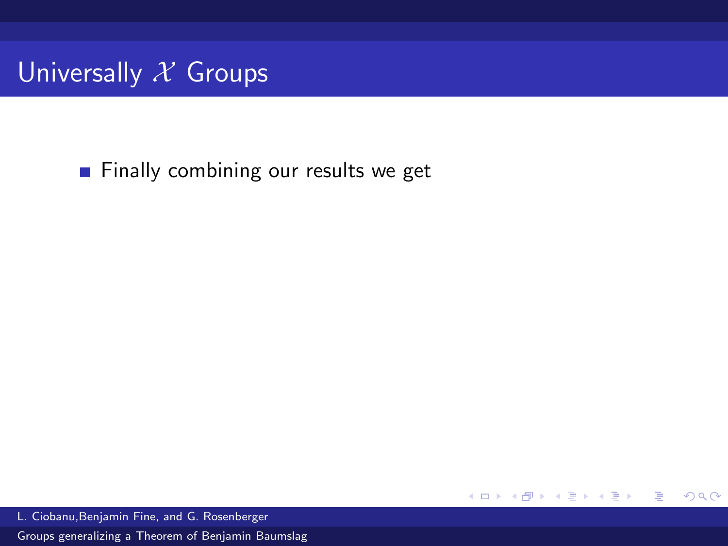# Universally $\mathcal{X}$ Groups

- Finally combining our results we get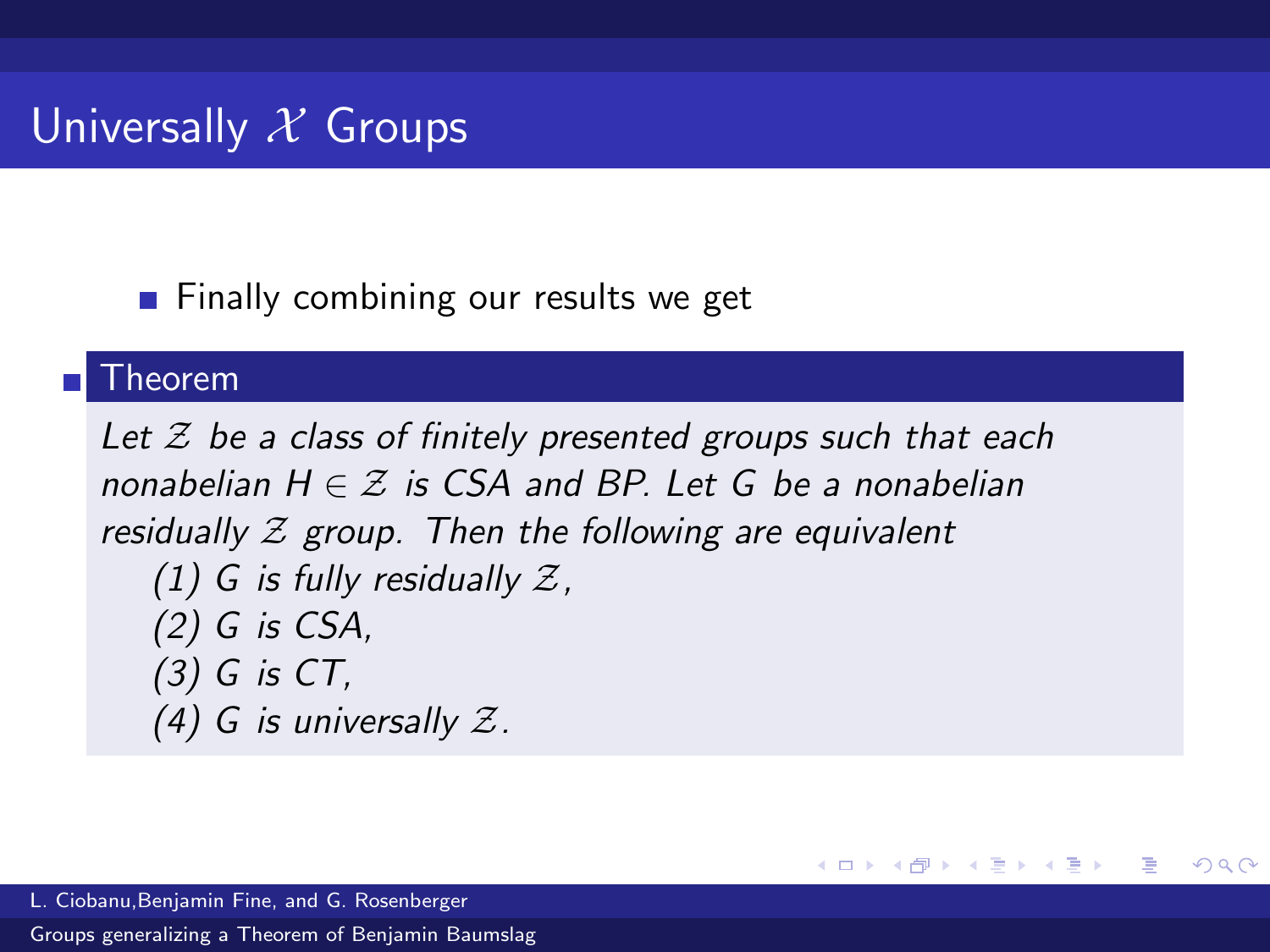# Universally $\mathcal{X}$ Groups

- Finally combining our results we get

**Theorem**

*Let $\mathcal{Z}$ be a class of finitely presented groups such that each nonabelian $H \in \mathcal{Z}$ is CSA and BP. Let $G$ be a nonabelian residually $\mathcal{Z}$ group. Then the following are equivalent*

*(1) $G$ is fully residually $\mathcal{Z}$,*

*(2) $G$ is CSA,*

*(3) $G$ is CT,*

*(4) $G$ is universally $\mathcal{Z}$.*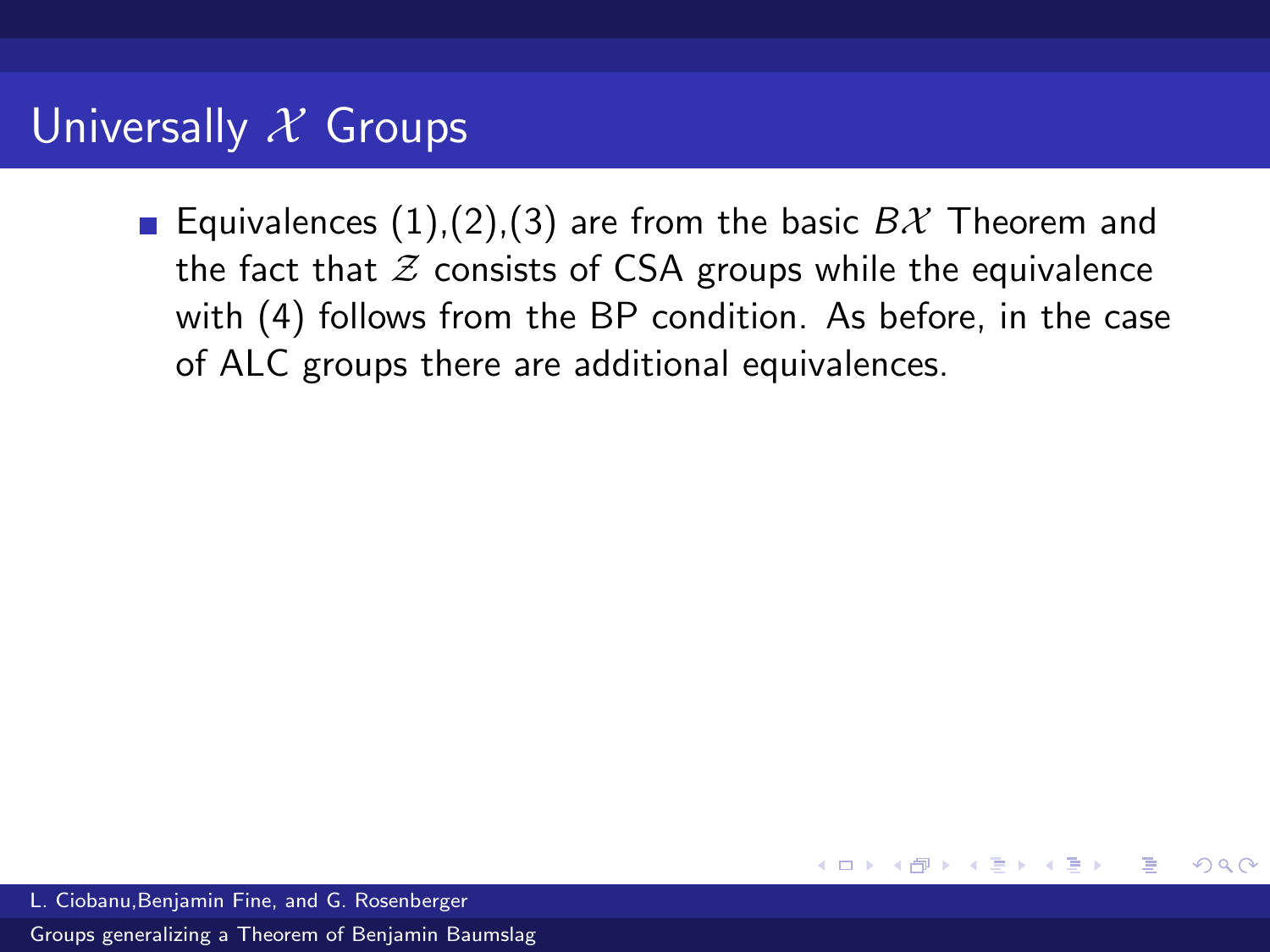# Universally $\mathcal{X}$ Groups

- Equivalences (1),(2),(3) are from the basic $B\mathcal{X}$ Theorem and the fact that $\mathcal{Z}$ consists of CSA groups while the equivalence with (4) follows from the BP condition. As before, in the case of ALC groups there are additional equivalences.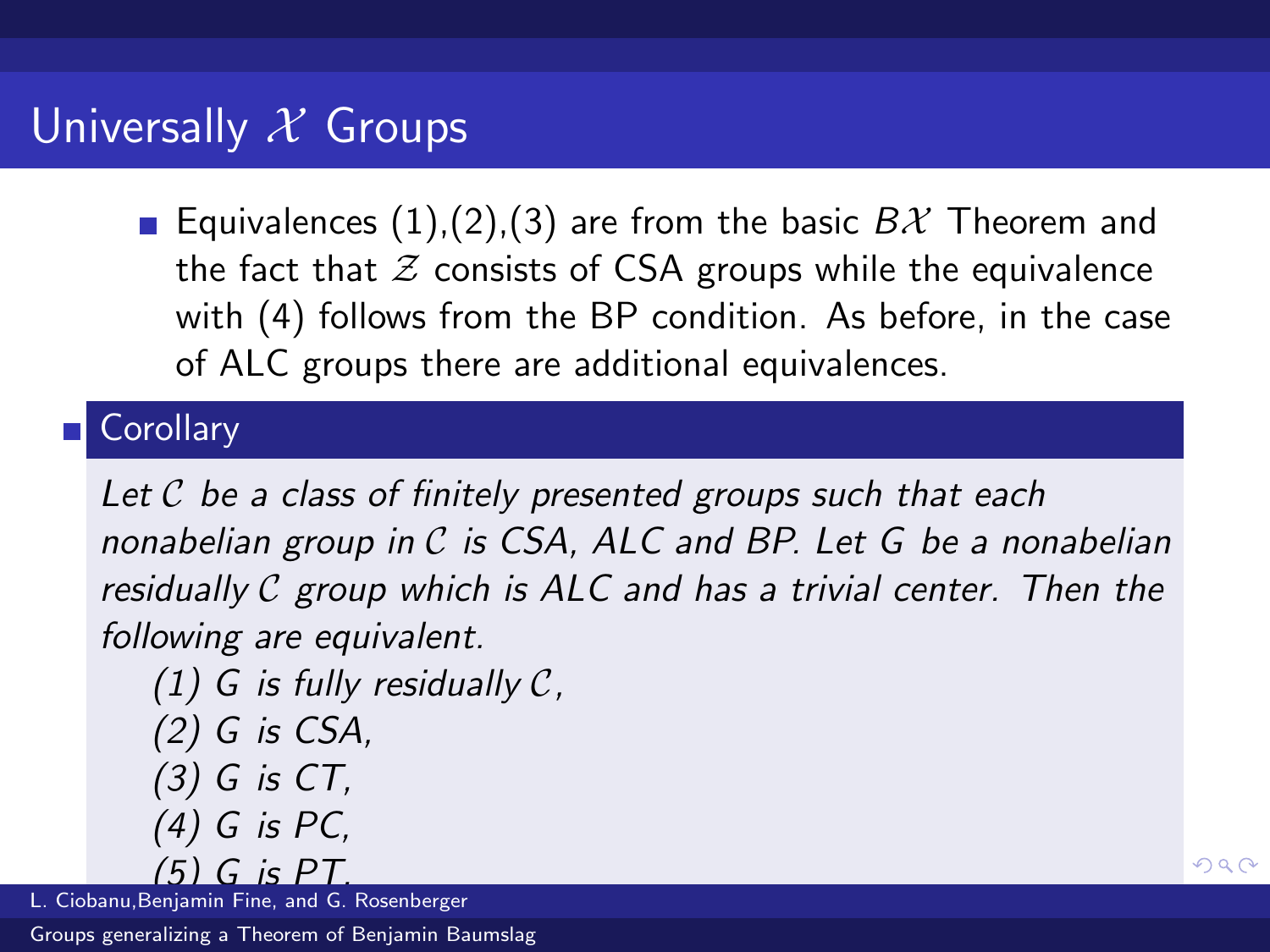## Universally $\mathcal{X}$ Groups

- Equivalences (1),(2),(3) are from the basic $B\mathcal{X}$ Theorem and the fact that $\mathcal{Z}$ consists of CSA groups while the equivalence with (4) follows from the BP condition. As before, in the case of ALC groups there are additional equivalences.

- **Corollary**

  *Let $\mathcal{C}$ be a class of finitely presented groups such that each nonabelian group in $\mathcal{C}$ is CSA, ALC and BP. Let $G$ be a nonabelian residually $\mathcal{C}$ group which is ALC and has a trivial center. Then the following are equivalent.*

  *(1) $G$ is fully residually $\mathcal{C}$,*
  *(2) $G$ is CSA,*
  *(3) $G$ is CT,*
  *(4) $G$ is PC,*
  *(5) $G$ is PT.*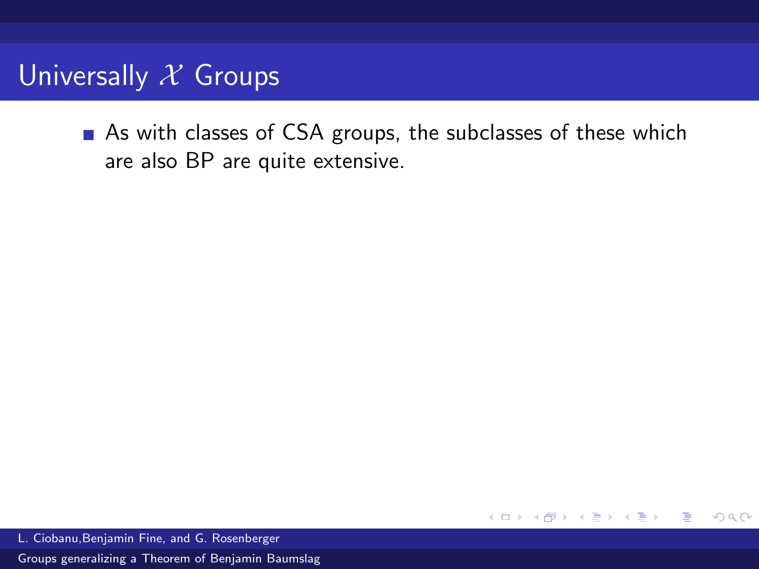# Universally $\mathcal{X}$ Groups

- As with classes of CSA groups, the subclasses of these which are also BP are quite extensive.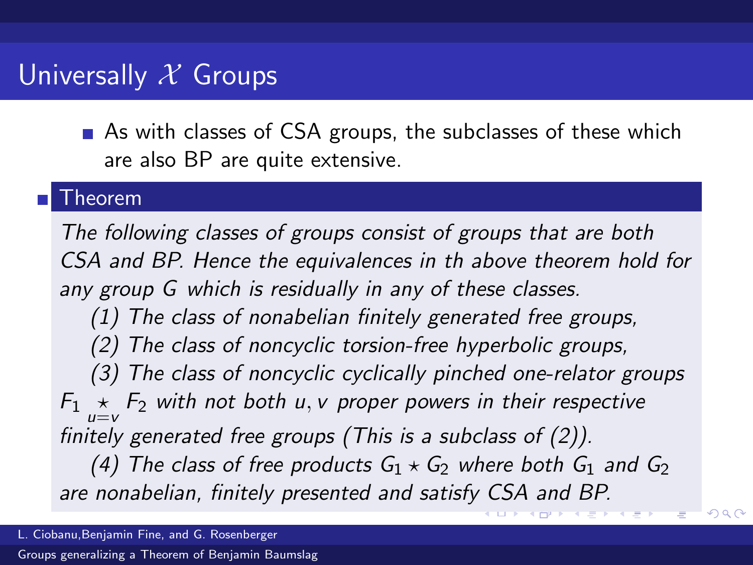# Universally $\mathcal{X}$ Groups

- As with classes of CSA groups, the subclasses of these which are also BP are quite extensive.

**Theorem**

*The following classes of groups consist of groups that are both CSA and BP. Hence the equivalences in th above theorem hold for any group $G$ which is residually in any of these classes.*

*(1) The class of nonabelian finitely generated free groups,*

*(2) The class of noncyclic torsion-free hyperbolic groups,*

*(3) The class of noncyclic cyclically pinched one-relator groups $F_1 \underset{u=v}{\star} F_2$ with not both $u, v$ proper powers in their respective finitely generated free groups (This is a subclass of (2)).*

*(4) The class of free products $G_1 \star G_2$ where both $G_1$ and $G_2$ are nonabelian, finitely presented and satisfy CSA and BP.*